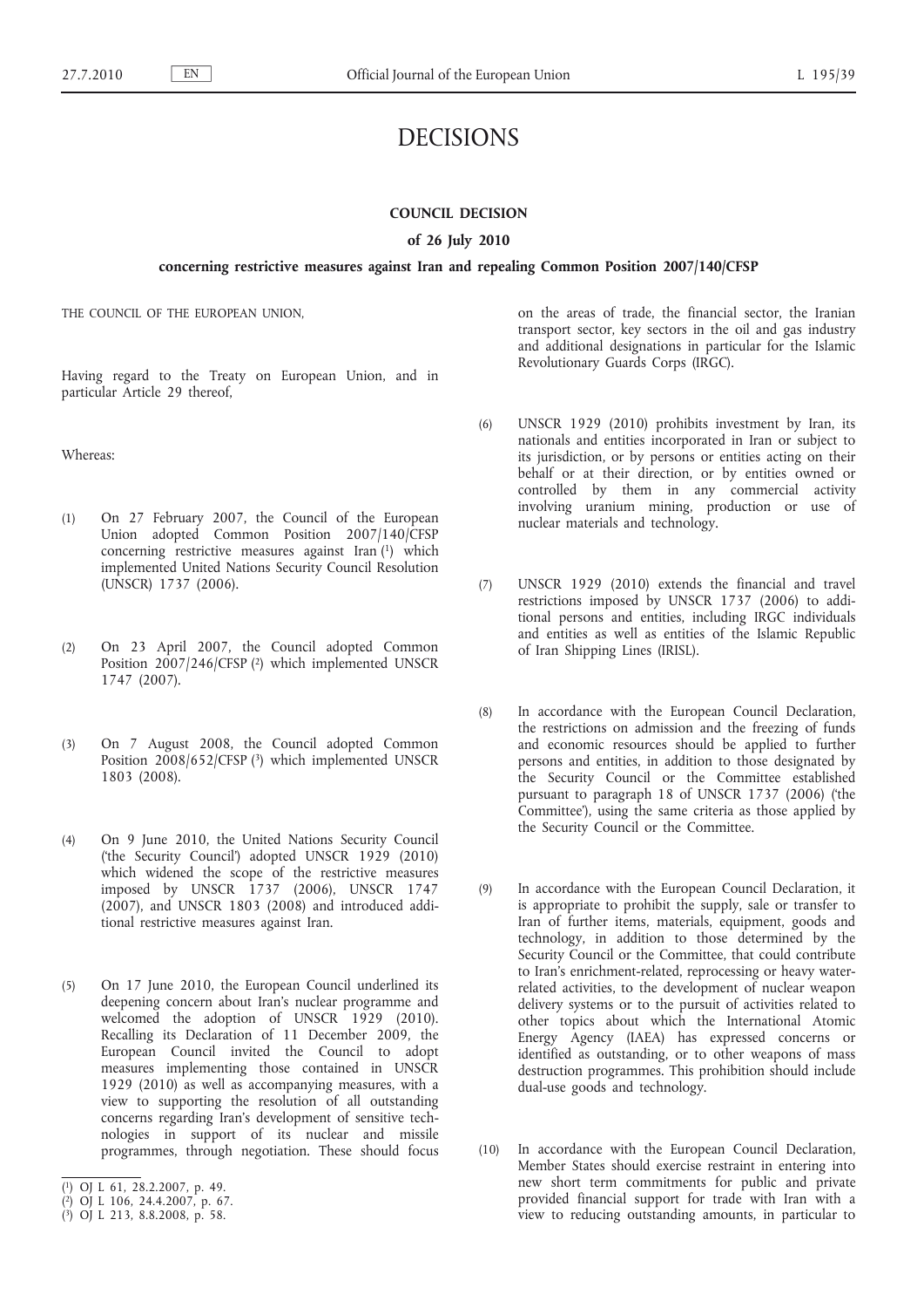# DECISIONS

## COUNCIL DECISION

### of 26 July 2010

### concerning restrictive measures against Iran and repealing Common Position 2007/140/CFSP

THE COUNCIL OF THE EUROPEAN UNION,

Having regard to the Treaty on European Union, and in particular Article 29 thereof,

Whereas:

(1) On 27 February 2007, the Council of the European Union adopted Common Position 2007/140/CFSP concerning restrictive measures against Iran [1] which implemented United Nations Security Council Resolution (UNSCR) 1737 (2006).

(2) On 23 April 2007, the Council adopted Common Position 2007/246/CFSP [2] which implemented UNSCR 1747 (2007).

(3) On 7 August 2008, the Council adopted Common Position 2008/652/CFSP [3] which implemented UNSCR 1803 (2008).

(4) On 9 June 2010, the United Nations Security Council ('the Security Council') adopted UNSCR 1929 (2010) which widened the scope of the restrictive measures imposed by UNSCR 1737 (2006), UNSCR 1747 (2007), and UNSCR 1803 (2008) and introduced additional restrictive measures against Iran.

(5) On 17 June 2010, the European Council underlined its deepening concern about Iran's nuclear programme and welcomed the adoption of UNSCR 1929 (2010). Recalling its Declaration of 11 December 2009, the European Council invited the Council to adopt measures implementing those contained in UNSCR 1929 (2010) as well as accompanying measures, with a view to supporting the resolution of all outstanding concerns regarding Iran's development of sensitive technologies in support of its nuclear and missile programmes, through negotiation. These should focus on the areas of trade, the financial sector, the Iranian transport sector, key sectors in the oil and gas industry and additional designations in particular for the Islamic Revolutionary Guards Corps (IRGC).

(6) UNSCR 1929 (2010) prohibits investment by Iran, its nationals and entities incorporated in Iran or subject to its jurisdiction, or by persons or entities acting on their behalf or at their direction, or by entities owned or controlled by them in any commercial activity involving uranium mining, production or use of nuclear materials and technology.

(7) UNSCR 1929 (2010) extends the financial and travel restrictions imposed by UNSCR 1737 (2006) to additional persons and entities, including IRGC individuals and entities as well as entities of the Islamic Republic of Iran Shipping Lines (IRISL).

(8) In accordance with the European Council Declaration, the restrictions on admission and the freezing of funds and economic resources should be applied to further persons and entities, in addition to those designated by the Security Council or the Committee established pursuant to paragraph 18 of UNSCR 1737 (2006) ('the Committee'), using the same criteria as those applied by the Security Council or the Committee.

(9) In accordance with the European Council Declaration, it is appropriate to prohibit the supply, sale or transfer to Iran of further items, materials, equipment, goods and technology, in addition to those determined by the Security Council or the Committee, that could contribute to Iran's enrichment-related, reprocessing or heavy water-related activities, to the development of nuclear weapon delivery systems or to the pursuit of activities related to other topics about which the International Atomic Energy Agency (IAEA) has expressed concerns or identified as outstanding, or to other weapons of mass destruction programmes. This prohibition should include dual-use goods and technology.

(10) In accordance with the European Council Declaration, Member States should exercise restraint in entering into new short term commitments for public and private provided financial support for trade with Iran with a view to reducing outstanding amounts, in particular to

[1] OJ L 61, 28.2.2007, p. 49.

[2] OJ L 106, 24.4.2007, p. 67.

[3] OJ L 213, 8.8.2008, p. 58.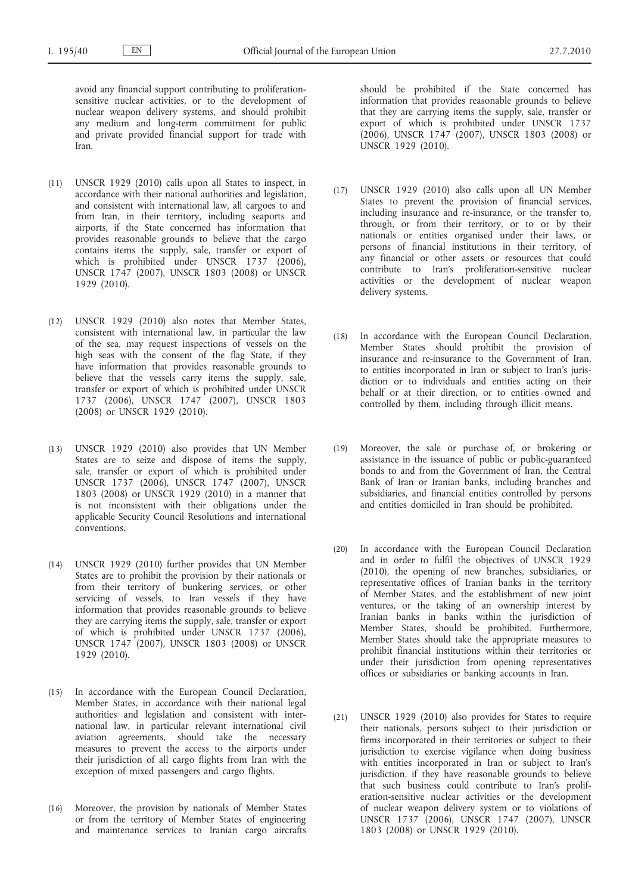avoid any financial support contributing to proliferation-sensitive nuclear activities, or to the development of nuclear weapon delivery systems, and should prohibit any medium and long-term commitment for public and private provided financial support for trade with Iran.

(11) UNSCR 1929 (2010) calls upon all States to inspect, in accordance with their national authorities and legislation, and consistent with international law, all cargoes to and from Iran, in their territory, including seaports and airports, if the State concerned has information that provides reasonable grounds to believe that the cargo contains items the supply, sale, transfer or export of which is prohibited under UNSCR 1737 (2006), UNSCR 1747 (2007), UNSCR 1803 (2008) or UNSCR 1929 (2010).

(12) UNSCR 1929 (2010) also notes that Member States, consistent with international law, in particular the law of the sea, may request inspections of vessels on the high seas with the consent of the flag State, if they have information that provides reasonable grounds to believe that the vessels carry items the supply, sale, transfer or export of which is prohibited under UNSCR 1737 (2006), UNSCR 1747 (2007), UNSCR 1803 (2008) or UNSCR 1929 (2010).

(13) UNSCR 1929 (2010) also provides that UN Member States are to seize and dispose of items the supply, sale, transfer or export of which is prohibited under UNSCR 1737 (2006), UNSCR 1747 (2007), UNSCR 1803 (2008) or UNSCR 1929 (2010) in a manner that is not inconsistent with their obligations under the applicable Security Council Resolutions and international conventions.

(14) UNSCR 1929 (2010) further provides that UN Member States are to prohibit the provision by their nationals or from their territory of bunkering services, or other servicing of vessels, to Iran vessels if they have information that provides reasonable grounds to believe they are carrying items the supply, sale, transfer or export of which is prohibited under UNSCR 1737 (2006), UNSCR 1747 (2007), UNSCR 1803 (2008) or UNSCR 1929 (2010).

(15) In accordance with the European Council Declaration, Member States, in accordance with their national legal authorities and legislation and consistent with international law, in particular relevant international civil aviation agreements, should take the necessary measures to prevent the access to the airports under their jurisdiction of all cargo flights from Iran with the exception of mixed passengers and cargo flights.

(16) Moreover, the provision by nationals of Member States or from the territory of Member States of engineering and maintenance services to Iranian cargo aircrafts should be prohibited if the State concerned has information that provides reasonable grounds to believe that they are carrying items the supply, sale, transfer or export of which is prohibited under UNSCR 1737 (2006), UNSCR 1747 (2007), UNSCR 1803 (2008) or UNSCR 1929 (2010).

(17) UNSCR 1929 (2010) also calls upon all UN Member States to prevent the provision of financial services, including insurance and re-insurance, or the transfer to, through, or from their territory, or to or by their nationals or entities organised under their laws, or persons of financial institutions in their territory, of any financial or other assets or resources that could contribute to Iran's proliferation-sensitive nuclear activities or the development of nuclear weapon delivery systems.

(18) In accordance with the European Council Declaration, Member States should prohibit the provision of insurance and re-insurance to the Government of Iran, to entities incorporated in Iran or subject to Iran's jurisdiction or to individuals and entities acting on their behalf or at their direction, or to entities owned and controlled by them, including through illicit means.

(19) Moreover, the sale or purchase of, or brokering or assistance in the issuance of public or public-guaranteed bonds to and from the Government of Iran, the Central Bank of Iran or Iranian banks, including branches and subsidiaries, and financial entities controlled by persons and entities domiciled in Iran should be prohibited.

(20) In accordance with the European Council Declaration and in order to fulfil the objectives of UNSCR 1929 (2010), the opening of new branches, subsidiaries, or representative offices of Iranian banks in the territory of Member States, and the establishment of new joint ventures, or the taking of an ownership interest by Iranian banks in banks within the jurisdiction of Member States, should be prohibited. Furthermore, Member States should take the appropriate measures to prohibit financial institutions within their territories or under their jurisdiction from opening representatives offices or subsidiaries or banking accounts in Iran.

(21) UNSCR 1929 (2010) also provides for States to require their nationals, persons subject to their jurisdiction or firms incorporated in their territories or subject to their jurisdiction to exercise vigilance when doing business with entities incorporated in Iran or subject to Iran's jurisdiction, if they have reasonable grounds to believe that such business could contribute to Iran's proliferation-sensitive nuclear activities or the development of nuclear weapon delivery system or to violations of UNSCR 1737 (2006), UNSCR 1747 (2007), UNSCR 1803 (2008) or UNSCR 1929 (2010).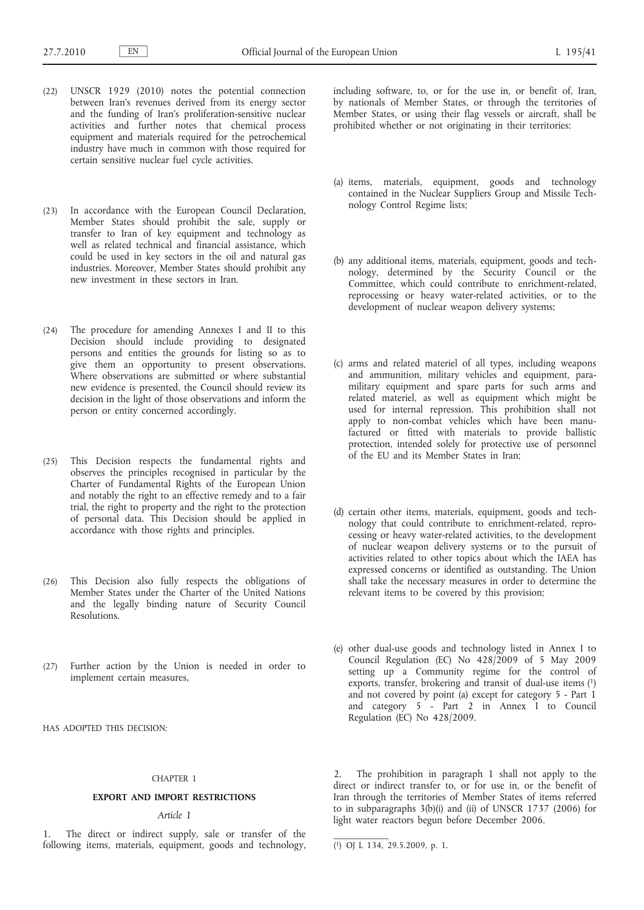(22) UNSCR 1929 (2010) notes the potential connection between Iran's revenues derived from its energy sector and the funding of Iran's proliferation-sensitive nuclear activities and further notes that chemical process equipment and materials required for the petrochemical industry have much in common with those required for certain sensitive nuclear fuel cycle activities.

(23) In accordance with the European Council Declaration, Member States should prohibit the sale, supply or transfer to Iran of key equipment and technology as well as related technical and financial assistance, which could be used in key sectors in the oil and natural gas industries. Moreover, Member States should prohibit any new investment in these sectors in Iran.

(24) The procedure for amending Annexes I and II to this Decision should include providing to designated persons and entities the grounds for listing so as to give them an opportunity to present observations. Where observations are submitted or where substantial new evidence is presented, the Council should review its decision in the light of those observations and inform the person or entity concerned accordingly.

(25) This Decision respects the fundamental rights and observes the principles recognised in particular by the Charter of Fundamental Rights of the European Union and notably the right to an effective remedy and to a fair trial, the right to property and the right to the protection of personal data. This Decision should be applied in accordance with those rights and principles.

(26) This Decision also fully respects the obligations of Member States under the Charter of the United Nations and the legally binding nature of Security Council Resolutions.

(27) Further action by the Union is needed in order to implement certain measures,

HAS ADOPTED THIS DECISION:

## CHAPTER 1

## EXPORT AND IMPORT RESTRICTIONS

### *Article 1*

1. The direct or indirect supply, sale or transfer of the following items, materials, equipment, goods and technology, including software, to, or for the use in, or benefit of, Iran, by nationals of Member States, or through the territories of Member States, or using their flag vessels or aircraft, shall be prohibited whether or not originating in their territories:

(a) items, materials, equipment, goods and technology contained in the Nuclear Suppliers Group and Missile Technology Control Regime lists;

(b) any additional items, materials, equipment, goods and technology, determined by the Security Council or the Committee, which could contribute to enrichment-related, reprocessing or heavy water-related activities, or to the development of nuclear weapon delivery systems;

(c) arms and related materiel of all types, including weapons and ammunition, military vehicles and equipment, paramilitary equipment and spare parts for such arms and related materiel, as well as equipment which might be used for internal repression. This prohibition shall not apply to non-combat vehicles which have been manufactured or fitted with materials to provide ballistic protection, intended solely for protective use of personnel of the EU and its Member States in Iran;

(d) certain other items, materials, equipment, goods and technology that could contribute to enrichment-related, reprocessing or heavy water-related activities, to the development of nuclear weapon delivery systems or to the pursuit of activities related to other topics about which the IAEA has expressed concerns or identified as outstanding. The Union shall take the necessary measures in order to determine the relevant items to be covered by this provision;

(e) other dual-use goods and technology listed in Annex I to Council Regulation (EC) No 428/2009 of 5 May 2009 setting up a Community regime for the control of exports, transfer, brokering and transit of dual-use items [1] and not covered by point (a) except for category 5 - Part 1 and category 5 - Part 2 in Annex I to Council Regulation (EC) No 428/2009.

2. The prohibition in paragraph 1 shall not apply to the direct or indirect transfer to, or for use in, or the benefit of Iran through the territories of Member States of items referred to in subparagraphs 3(b)(i) and (ii) of UNSCR 1737 (2006) for light water reactors begun before December 2006.

[1] OJ L 134, 29.5.2009, p. 1.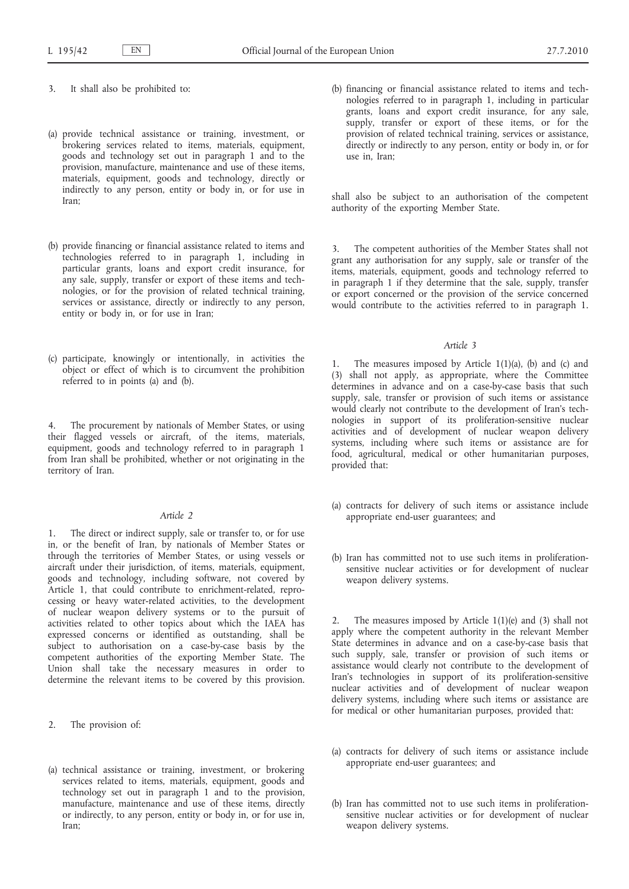3. It shall also be prohibited to:

(a) provide technical assistance or training, investment, or brokering services related to items, materials, equipment, goods and technology set out in paragraph 1 and to the provision, manufacture, maintenance and use of these items, materials, equipment, goods and technology, directly or indirectly to any person, entity or body in, or for use in Iran;

(b) provide financing or financial assistance related to items and technologies referred to in paragraph 1, including in particular grants, loans and export credit insurance, for any sale, supply, transfer or export of these items and technologies, or for the provision of related technical training, services or assistance, directly or indirectly to any person, entity or body in, or for use in Iran;

(c) participate, knowingly or intentionally, in activities the object or effect of which is to circumvent the prohibition referred to in points (a) and (b).

4. The procurement by nationals of Member States, or using their flagged vessels or aircraft, of the items, materials, equipment, goods and technology referred to in paragraph 1 from Iran shall be prohibited, whether or not originating in the territory of Iran.

*Article 2*

1. The direct or indirect supply, sale or transfer to, or for use in, or the benefit of Iran, by nationals of Member States or through the territories of Member States, or using vessels or aircraft under their jurisdiction, of items, materials, equipment, goods and technology, including software, not covered by Article 1, that could contribute to enrichment-related, reprocessing or heavy water-related activities, to the development of nuclear weapon delivery systems or to the pursuit of activities related to other topics about which the IAEA has expressed concerns or identified as outstanding, shall be subject to authorisation on a case-by-case basis by the competent authorities of the exporting Member State. The Union shall take the necessary measures in order to determine the relevant items to be covered by this provision.

2. The provision of:

(a) technical assistance or training, investment, or brokering services related to items, materials, equipment, goods and technology set out in paragraph 1 and to the provision, manufacture, maintenance and use of these items, directly or indirectly, to any person, entity or body in, or for use in, Iran;

(b) financing or financial assistance related to items and technologies referred to in paragraph 1, including in particular grants, loans and export credit insurance, for any sale, supply, transfer or export of these items, or for the provision of related technical training, services or assistance, directly or indirectly to any person, entity or body in, or for use in, Iran;

shall also be subject to an authorisation of the competent authority of the exporting Member State.

3. The competent authorities of the Member States shall not grant any authorisation for any supply, sale or transfer of the items, materials, equipment, goods and technology referred to in paragraph 1 if they determine that the sale, supply, transfer or export concerned or the provision of the service concerned would contribute to the activities referred to in paragraph 1.

*Article 3*

1. The measures imposed by Article 1(1)(a), (b) and (c) and (3) shall not apply, as appropriate, where the Committee determines in advance and on a case-by-case basis that such supply, sale, transfer or provision of such items or assistance would clearly not contribute to the development of Iran's technologies in support of its proliferation-sensitive nuclear activities and of development of nuclear weapon delivery systems, including where such items or assistance are for food, agricultural, medical or other humanitarian purposes, provided that:

(a) contracts for delivery of such items or assistance include appropriate end-user guarantees; and

(b) Iran has committed not to use such items in proliferation-sensitive nuclear activities or for development of nuclear weapon delivery systems.

2. The measures imposed by Article 1(1)(e) and (3) shall not apply where the competent authority in the relevant Member State determines in advance and on a case-by-case basis that such supply, sale, transfer or provision of such items or assistance would clearly not contribute to the development of Iran's technologies in support of its proliferation-sensitive nuclear activities and of development of nuclear weapon delivery systems, including where such items or assistance are for medical or other humanitarian purposes, provided that:

(a) contracts for delivery of such items or assistance include appropriate end-user guarantees; and

(b) Iran has committed not to use such items in proliferation-sensitive nuclear activities or for development of nuclear weapon delivery systems.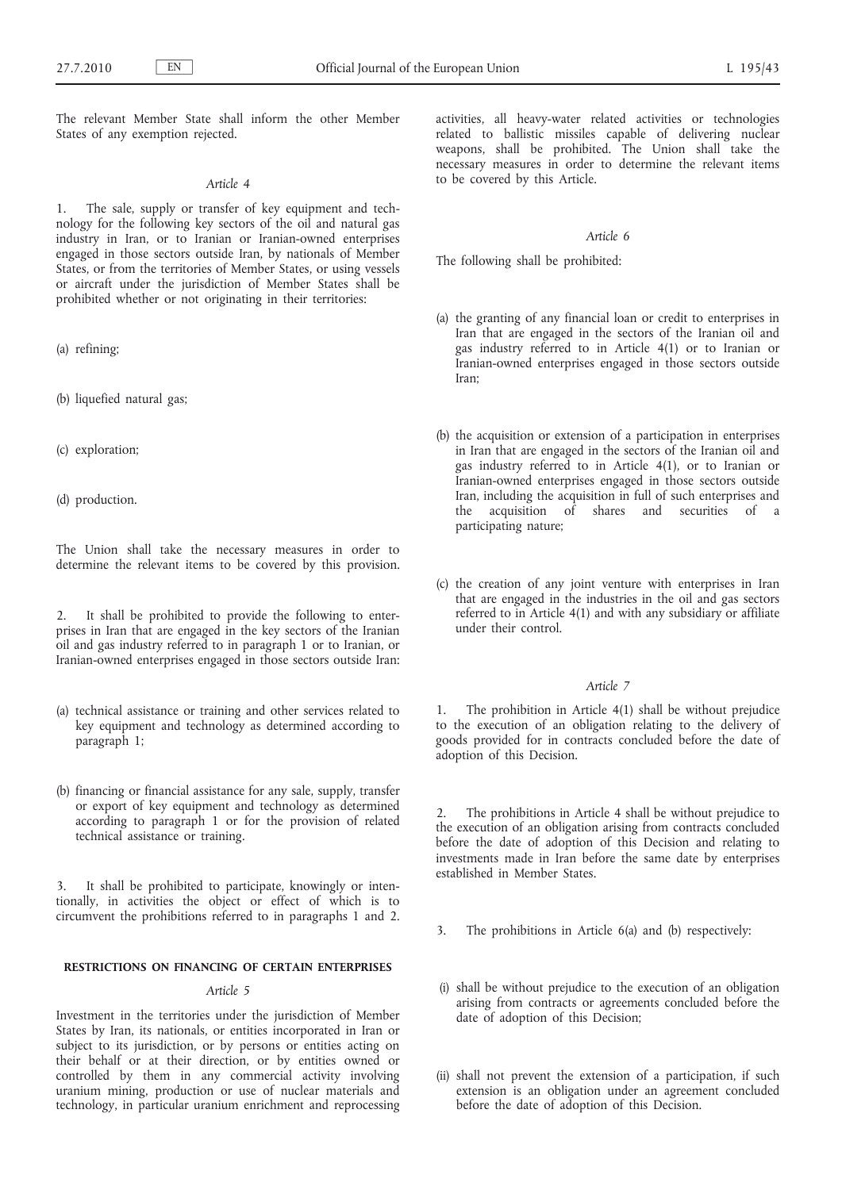The relevant Member State shall inform the other Member States of any exemption rejected.

*Article 4*

1. The sale, supply or transfer of key equipment and technology for the following key sectors of the oil and natural gas industry in Iran, or to Iranian or Iranian-owned enterprises engaged in those sectors outside Iran, by nationals of Member States, or from the territories of Member States, or using vessels or aircraft under the jurisdiction of Member States shall be prohibited whether or not originating in their territories:

(a) refining;

(b) liquefied natural gas;

(c) exploration;

(d) production.

The Union shall take the necessary measures in order to determine the relevant items to be covered by this provision.

2. It shall be prohibited to provide the following to enterprises in Iran that are engaged in the key sectors of the Iranian oil and gas industry referred to in paragraph 1 or to Iranian, or Iranian-owned enterprises engaged in those sectors outside Iran:

(a) technical assistance or training and other services related to key equipment and technology as determined according to paragraph 1;

(b) financing or financial assistance for any sale, supply, transfer or export of key equipment and technology as determined according to paragraph 1 or for the provision of related technical assistance or training.

3. It shall be prohibited to participate, knowingly or intentionally, in activities the object or effect of which is to circumvent the prohibitions referred to in paragraphs 1 and 2.

**RESTRICTIONS ON FINANCING OF CERTAIN ENTERPRISES**

*Article 5*

Investment in the territories under the jurisdiction of Member States by Iran, its nationals, or entities incorporated in Iran or subject to its jurisdiction, or by persons or entities acting on their behalf or at their direction, or by entities owned or controlled by them in any commercial activity involving uranium mining, production or use of nuclear materials and technology, in particular uranium enrichment and reprocessing activities, all heavy-water related activities or technologies related to ballistic missiles capable of delivering nuclear weapons, shall be prohibited. The Union shall take the necessary measures in order to determine the relevant items to be covered by this Article.

*Article 6*

The following shall be prohibited:

(a) the granting of any financial loan or credit to enterprises in Iran that are engaged in the sectors of the Iranian oil and gas industry referred to in Article 4(1) or to Iranian or Iranian-owned enterprises engaged in those sectors outside Iran;

(b) the acquisition or extension of a participation in enterprises in Iran that are engaged in the sectors of the Iranian oil and gas industry referred to in Article 4(1), or to Iranian or Iranian-owned enterprises engaged in those sectors outside Iran, including the acquisition in full of such enterprises and the acquisition of shares and securities of a participating nature;

(c) the creation of any joint venture with enterprises in Iran that are engaged in the industries in the oil and gas sectors referred to in Article 4(1) and with any subsidiary or affiliate under their control.

*Article 7*

1. The prohibition in Article 4(1) shall be without prejudice to the execution of an obligation relating to the delivery of goods provided for in contracts concluded before the date of adoption of this Decision.

2. The prohibitions in Article 4 shall be without prejudice to the execution of an obligation arising from contracts concluded before the date of adoption of this Decision and relating to investments made in Iran before the same date by enterprises established in Member States.

3. The prohibitions in Article 6(a) and (b) respectively:

(i) shall be without prejudice to the execution of an obligation arising from contracts or agreements concluded before the date of adoption of this Decision;

(ii) shall not prevent the extension of a participation, if such extension is an obligation under an agreement concluded before the date of adoption of this Decision.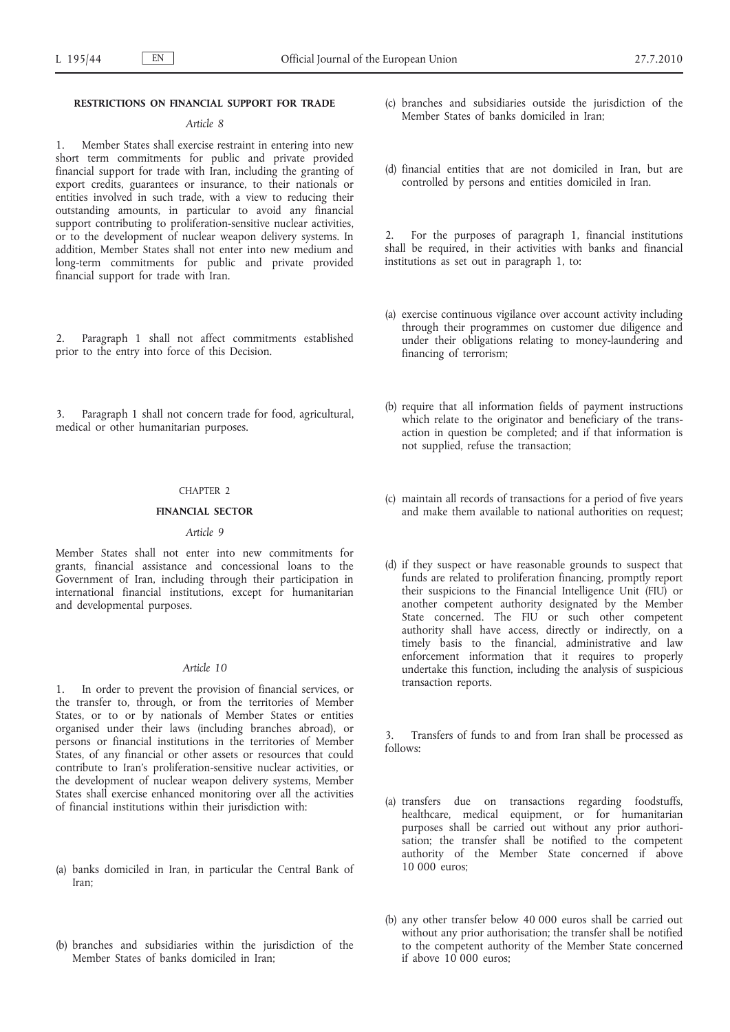**RESTRICTIONS ON FINANCIAL SUPPORT FOR TRADE**

*Article 8*

1. Member States shall exercise restraint in entering into new short term commitments for public and private provided financial support for trade with Iran, including the granting of export credits, guarantees or insurance, to their nationals or entities involved in such trade, with a view to reducing their outstanding amounts, in particular to avoid any financial support contributing to proliferation-sensitive nuclear activities, or to the development of nuclear weapon delivery systems. In addition, Member States shall not enter into new medium and long-term commitments for public and private provided financial support for trade with Iran.

2. Paragraph 1 shall not affect commitments established prior to the entry into force of this Decision.

3. Paragraph 1 shall not concern trade for food, agricultural, medical or other humanitarian purposes.

CHAPTER 2

**FINANCIAL SECTOR**

*Article 9*

Member States shall not enter into new commitments for grants, financial assistance and concessional loans to the Government of Iran, including through their participation in international financial institutions, except for humanitarian and developmental purposes.

*Article 10*

1. In order to prevent the provision of financial services, or the transfer to, through, or from the territories of Member States, or to or by nationals of Member States or entities organised under their laws (including branches abroad), or persons or financial institutions in the territories of Member States, of any financial or other assets or resources that could contribute to Iran's proliferation-sensitive nuclear activities, or the development of nuclear weapon delivery systems, Member States shall exercise enhanced monitoring over all the activities of financial institutions within their jurisdiction with:

(a) banks domiciled in Iran, in particular the Central Bank of Iran;

(b) branches and subsidiaries within the jurisdiction of the Member States of banks domiciled in Iran;

(c) branches and subsidiaries outside the jurisdiction of the Member States of banks domiciled in Iran;

(d) financial entities that are not domiciled in Iran, but are controlled by persons and entities domiciled in Iran.

2. For the purposes of paragraph 1, financial institutions shall be required, in their activities with banks and financial institutions as set out in paragraph 1, to:

(a) exercise continuous vigilance over account activity including through their programmes on customer due diligence and under their obligations relating to money-laundering and financing of terrorism;

(b) require that all information fields of payment instructions which relate to the originator and beneficiary of the transaction in question be completed; and if that information is not supplied, refuse the transaction;

(c) maintain all records of transactions for a period of five years and make them available to national authorities on request;

(d) if they suspect or have reasonable grounds to suspect that funds are related to proliferation financing, promptly report their suspicions to the Financial Intelligence Unit (FIU) or another competent authority designated by the Member State concerned. The FIU or such other competent authority shall have access, directly or indirectly, on a timely basis to the financial, administrative and law enforcement information that it requires to properly undertake this function, including the analysis of suspicious transaction reports.

3. Transfers of funds to and from Iran shall be processed as follows:

(a) transfers due on transactions regarding foodstuffs, healthcare, medical equipment, or for humanitarian purposes shall be carried out without any prior authorisation; the transfer shall be notified to the competent authority of the Member State concerned if above 10 000 euros;

(b) any other transfer below 40 000 euros shall be carried out without any prior authorisation; the transfer shall be notified to the competent authority of the Member State concerned if above 10 000 euros;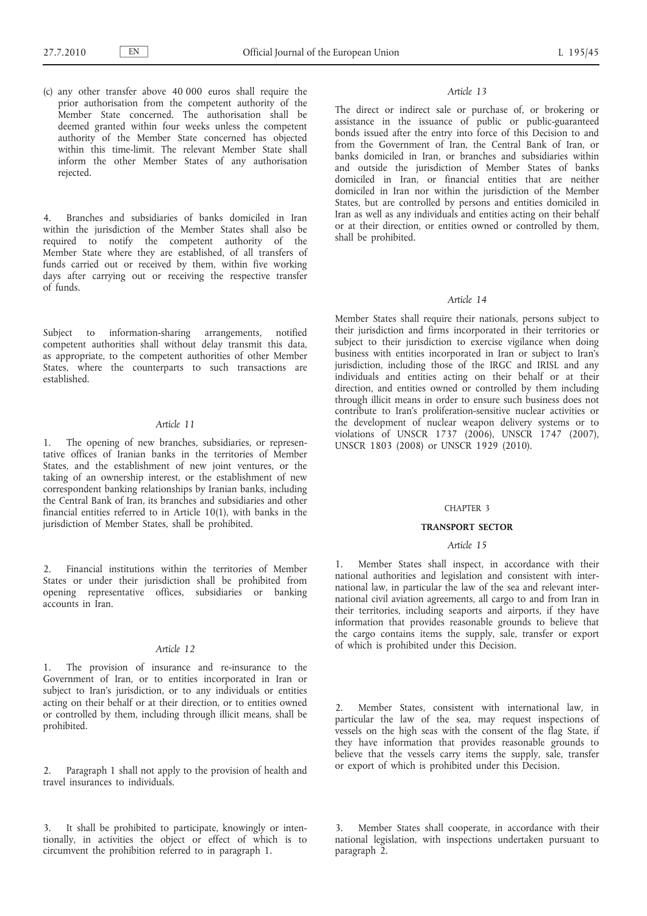(c) any other transfer above 40 000 euros shall require the prior authorisation from the competent authority of the Member State concerned. The authorisation shall be deemed granted within four weeks unless the competent authority of the Member State concerned has objected within this time-limit. The relevant Member State shall inform the other Member States of any authorisation rejected.

4. Branches and subsidiaries of banks domiciled in Iran within the jurisdiction of the Member States shall also be required to notify the competent authority of the Member State where they are established, of all transfers of funds carried out or received by them, within five working days after carrying out or receiving the respective transfer of funds.

Subject to information-sharing arrangements, notified competent authorities shall without delay transmit this data, as appropriate, to the competent authorities of other Member States, where the counterparts to such transactions are established.

*Article 11*

1. The opening of new branches, subsidiaries, or representative offices of Iranian banks in the territories of Member States, and the establishment of new joint ventures, or the taking of an ownership interest, or the establishment of new correspondent banking relationships by Iranian banks, including the Central Bank of Iran, its branches and subsidiaries and other financial entities referred to in Article 10(1), with banks in the jurisdiction of Member States, shall be prohibited.

2. Financial institutions within the territories of Member States or under their jurisdiction shall be prohibited from opening representative offices, subsidiaries or banking accounts in Iran.

*Article 12*

1. The provision of insurance and re-insurance to the Government of Iran, or to entities incorporated in Iran or subject to Iran's jurisdiction, or to any individuals or entities acting on their behalf or at their direction, or to entities owned or controlled by them, including through illicit means, shall be prohibited.

2. Paragraph 1 shall not apply to the provision of health and travel insurances to individuals.

3. It shall be prohibited to participate, knowingly or intentionally, in activities the object or effect of which is to circumvent the prohibition referred to in paragraph 1.

*Article 13*

The direct or indirect sale or purchase of, or brokering or assistance in the issuance of public or public-guaranteed bonds issued after the entry into force of this Decision to and from the Government of Iran, the Central Bank of Iran, or banks domiciled in Iran, or branches and subsidiaries within and outside the jurisdiction of Member States of banks domiciled in Iran, or financial entities that are neither domiciled in Iran nor within the jurisdiction of the Member States, but are controlled by persons and entities domiciled in Iran as well as any individuals and entities acting on their behalf or at their direction, or entities owned or controlled by them, shall be prohibited.

*Article 14*

Member States shall require their nationals, persons subject to their jurisdiction and firms incorporated in their territories or subject to their jurisdiction to exercise vigilance when doing business with entities incorporated in Iran or subject to Iran's jurisdiction, including those of the IRGC and IRISL and any individuals and entities acting on their behalf or at their direction, and entities owned or controlled by them including through illicit means in order to ensure such business does not contribute to Iran's proliferation-sensitive nuclear activities or the development of nuclear weapon delivery systems or to violations of UNSCR 1737 (2006), UNSCR 1747 (2007), UNSCR 1803 (2008) or UNSCR 1929 (2010).

CHAPTER 3

## TRANSPORT SECTOR

*Article 15*

1. Member States shall inspect, in accordance with their national authorities and legislation and consistent with international law, in particular the law of the sea and relevant international civil aviation agreements, all cargo to and from Iran in their territories, including seaports and airports, if they have information that provides reasonable grounds to believe that the cargo contains items the supply, sale, transfer or export of which is prohibited under this Decision.

2. Member States, consistent with international law, in particular the law of the sea, may request inspections of vessels on the high seas with the consent of the flag State, if they have information that provides reasonable grounds to believe that the vessels carry items the supply, sale, transfer or export of which is prohibited under this Decision.

3. Member States shall cooperate, in accordance with their national legislation, with inspections undertaken pursuant to paragraph 2.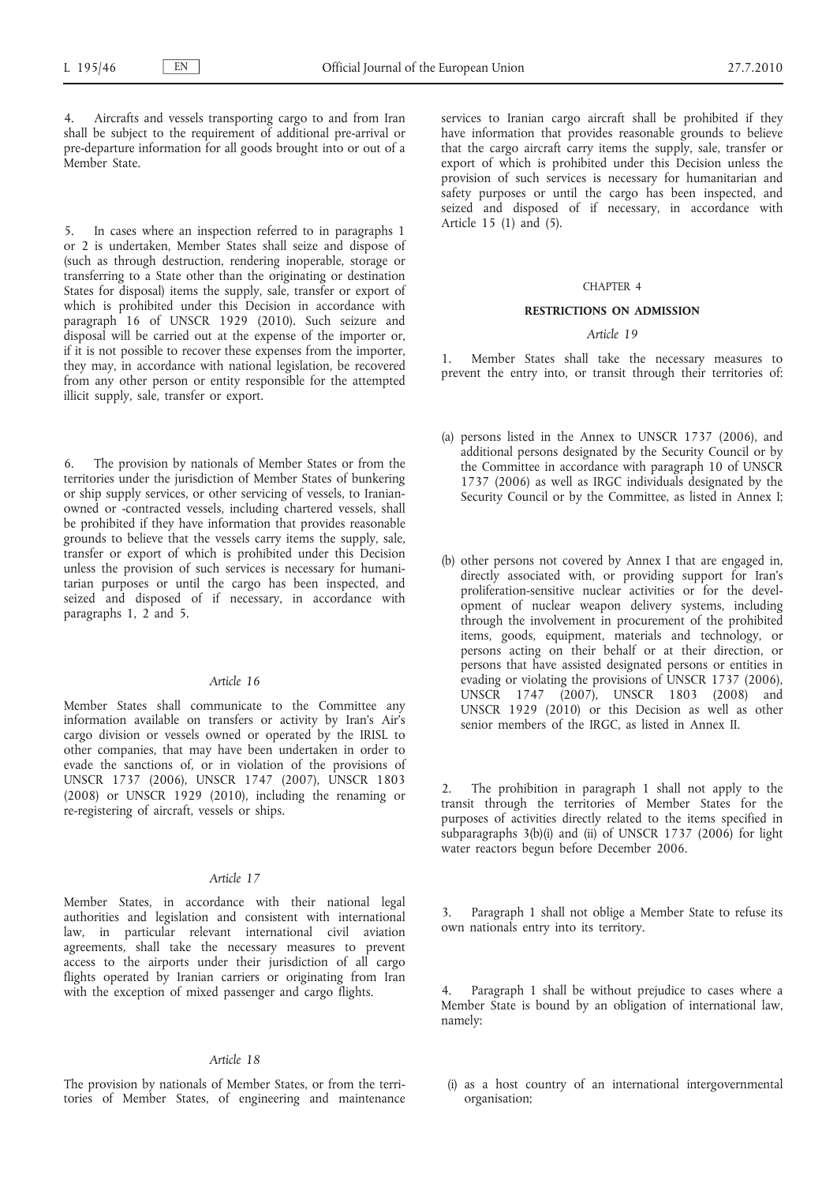4. Aircrafts and vessels transporting cargo to and from Iran shall be subject to the requirement of additional pre-arrival or pre-departure information for all goods brought into or out of a Member State.

5. In cases where an inspection referred to in paragraphs 1 or 2 is undertaken, Member States shall seize and dispose of (such as through destruction, rendering inoperable, storage or transferring to a State other than the originating or destination States for disposal) items the supply, sale, transfer or export of which is prohibited under this Decision in accordance with paragraph 16 of UNSCR 1929 (2010). Such seizure and disposal will be carried out at the expense of the importer or, if it is not possible to recover these expenses from the importer, they may, in accordance with national legislation, be recovered from any other person or entity responsible for the attempted illicit supply, sale, transfer or export.

6. The provision by nationals of Member States or from the territories under the jurisdiction of Member States of bunkering or ship supply services, or other servicing of vessels, to Iranian-owned or -contracted vessels, including chartered vessels, shall be prohibited if they have information that provides reasonable grounds to believe that the vessels carry items the supply, sale, transfer or export of which is prohibited under this Decision unless the provision of such services is necessary for humanitarian purposes or until the cargo has been inspected, and seized and disposed of if necessary, in accordance with paragraphs 1, 2 and 5.

*Article 16*

Member States shall communicate to the Committee any information available on transfers or activity by Iran's Air's cargo division or vessels owned or operated by the IRISL to other companies, that may have been undertaken in order to evade the sanctions of, or in violation of the provisions of UNSCR 1737 (2006), UNSCR 1747 (2007), UNSCR 1803 (2008) or UNSCR 1929 (2010), including the renaming or re-registering of aircraft, vessels or ships.

*Article 17*

Member States, in accordance with their national legal authorities and legislation and consistent with international law, in particular relevant international civil aviation agreements, shall take the necessary measures to prevent access to the airports under their jurisdiction of all cargo flights operated by Iranian carriers or originating from Iran with the exception of mixed passenger and cargo flights.

*Article 18*

The provision by nationals of Member States, or from the territories of Member States, of engineering and maintenance services to Iranian cargo aircraft shall be prohibited if they have information that provides reasonable grounds to believe that the cargo aircraft carry items the supply, sale, transfer or export of which is prohibited under this Decision unless the provision of such services is necessary for humanitarian and safety purposes or until the cargo has been inspected, and seized and disposed of if necessary, in accordance with Article 15 (1) and (5).

CHAPTER 4

**RESTRICTIONS ON ADMISSION**

*Article 19*

1. Member States shall take the necessary measures to prevent the entry into, or transit through their territories of:

(a) persons listed in the Annex to UNSCR 1737 (2006), and additional persons designated by the Security Council or by the Committee in accordance with paragraph 10 of UNSCR 1737 (2006) as well as IRGC individuals designated by the Security Council or by the Committee, as listed in Annex I;

(b) other persons not covered by Annex I that are engaged in, directly associated with, or providing support for Iran's proliferation-sensitive nuclear activities or for the development of nuclear weapon delivery systems, including through the involvement in procurement of the prohibited items, goods, equipment, materials and technology, or persons acting on their behalf or at their direction, or persons that have assisted designated persons or entities in evading or violating the provisions of UNSCR 1737 (2006), UNSCR 1747 (2007), UNSCR 1803 (2008) and UNSCR 1929 (2010) or this Decision as well as other senior members of the IRGC, as listed in Annex II.

2. The prohibition in paragraph 1 shall not apply to the transit through the territories of Member States for the purposes of activities directly related to the items specified in subparagraphs 3(b)(i) and (ii) of UNSCR 1737 (2006) for light water reactors begun before December 2006.

3. Paragraph 1 shall not oblige a Member State to refuse its own nationals entry into its territory.

4. Paragraph 1 shall be without prejudice to cases where a Member State is bound by an obligation of international law, namely:

(i) as a host country of an international intergovernmental organisation;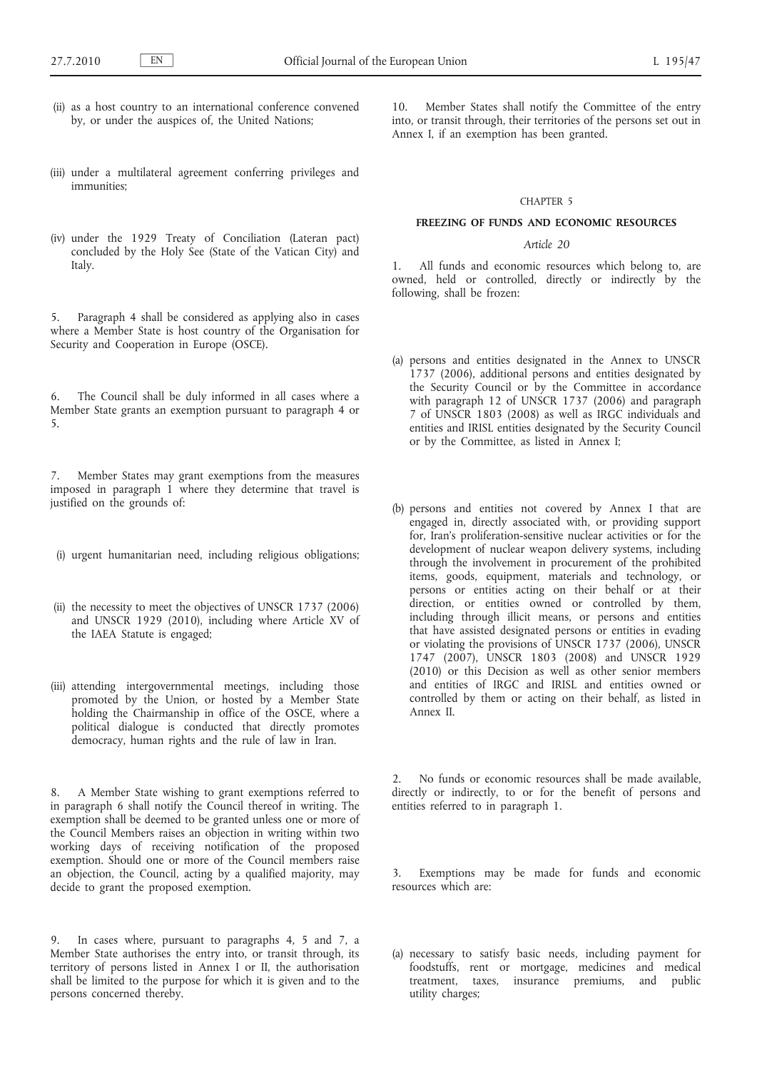(ii) as a host country to an international conference convened by, or under the auspices of, the United Nations;

(iii) under a multilateral agreement conferring privileges and immunities;

(iv) under the 1929 Treaty of Conciliation (Lateran pact) concluded by the Holy See (State of the Vatican City) and Italy.

5. Paragraph 4 shall be considered as applying also in cases where a Member State is host country of the Organisation for Security and Cooperation in Europe (OSCE).

6. The Council shall be duly informed in all cases where a Member State grants an exemption pursuant to paragraph 4 or 5.

7. Member States may grant exemptions from the measures imposed in paragraph 1 where they determine that travel is justified on the grounds of:

(i) urgent humanitarian need, including religious obligations;

(ii) the necessity to meet the objectives of UNSCR 1737 (2006) and UNSCR 1929 (2010), including where Article XV of the IAEA Statute is engaged;

(iii) attending intergovernmental meetings, including those promoted by the Union, or hosted by a Member State holding the Chairmanship in office of the OSCE, where a political dialogue is conducted that directly promotes democracy, human rights and the rule of law in Iran.

8. A Member State wishing to grant exemptions referred to in paragraph 6 shall notify the Council thereof in writing. The exemption shall be deemed to be granted unless one or more of the Council Members raises an objection in writing within two working days of receiving notification of the proposed exemption. Should one or more of the Council members raise an objection, the Council, acting by a qualified majority, may decide to grant the proposed exemption.

9. In cases where, pursuant to paragraphs 4, 5 and 7, a Member State authorises the entry into, or transit through, its territory of persons listed in Annex I or II, the authorisation shall be limited to the purpose for which it is given and to the persons concerned thereby.

10. Member States shall notify the Committee of the entry into, or transit through, their territories of the persons set out in Annex I, if an exemption has been granted.

## CHAPTER 5

## FREEZING OF FUNDS AND ECONOMIC RESOURCES

*Article 20*

1. All funds and economic resources which belong to, are owned, held or controlled, directly or indirectly by the following, shall be frozen:

(a) persons and entities designated in the Annex to UNSCR 1737 (2006), additional persons and entities designated by the Security Council or by the Committee in accordance with paragraph 12 of UNSCR 1737 (2006) and paragraph 7 of UNSCR 1803 (2008) as well as IRGC individuals and entities and IRISL entities designated by the Security Council or by the Committee, as listed in Annex I;

(b) persons and entities not covered by Annex I that are engaged in, directly associated with, or providing support for, Iran's proliferation-sensitive nuclear activities or for the development of nuclear weapon delivery systems, including through the involvement in procurement of the prohibited items, goods, equipment, materials and technology, or persons or entities acting on their behalf or at their direction, or entities owned or controlled by them, including through illicit means, or persons and entities that have assisted designated persons or entities in evading or violating the provisions of UNSCR 1737 (2006), UNSCR 1747 (2007), UNSCR 1803 (2008) and UNSCR 1929 (2010) or this Decision as well as other senior members and entities of IRGC and IRISL and entities owned or controlled by them or acting on their behalf, as listed in Annex II.

2. No funds or economic resources shall be made available, directly or indirectly, to or for the benefit of persons and entities referred to in paragraph 1.

3. Exemptions may be made for funds and economic resources which are:

(a) necessary to satisfy basic needs, including payment for foodstuffs, rent or mortgage, medicines and medical treatment, taxes, insurance premiums, and public utility charges;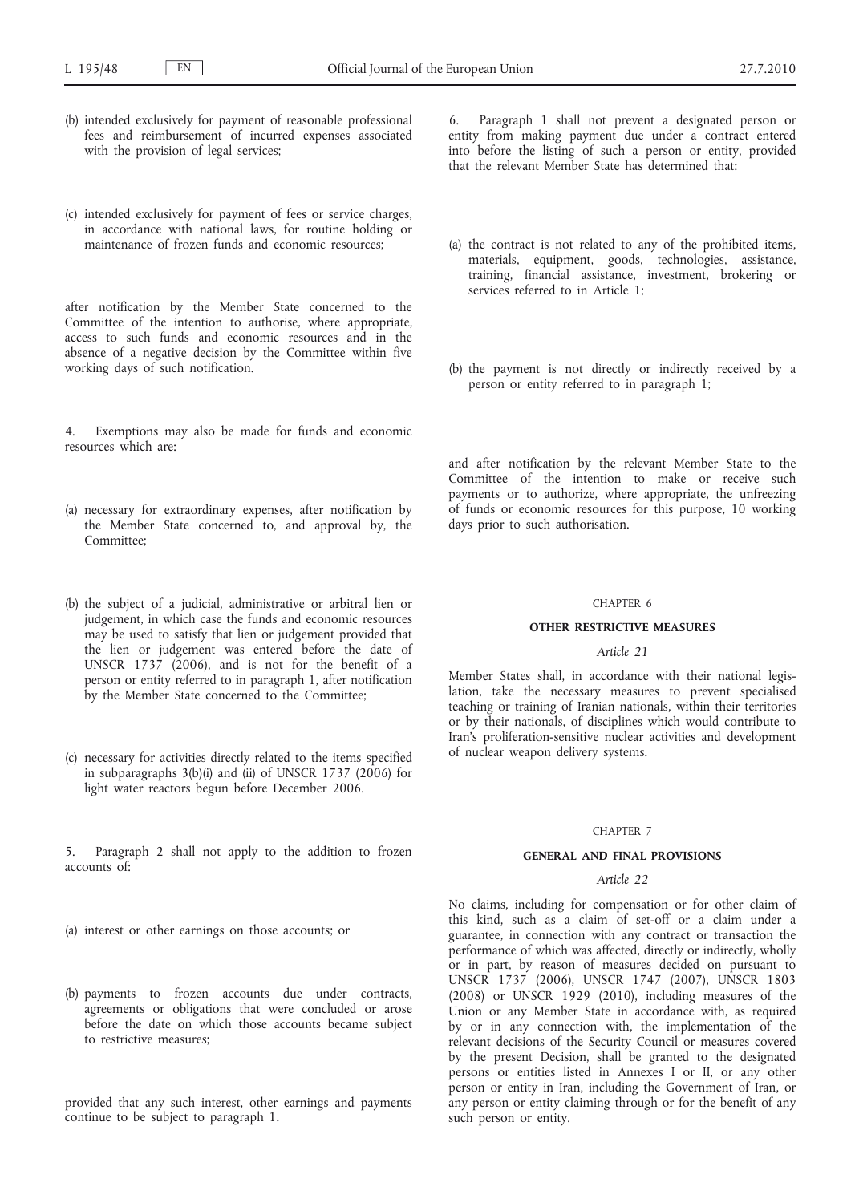(b) intended exclusively for payment of reasonable professional fees and reimbursement of incurred expenses associated with the provision of legal services;

(c) intended exclusively for payment of fees or service charges, in accordance with national laws, for routine holding or maintenance of frozen funds and economic resources;

after notification by the Member State concerned to the Committee of the intention to authorise, where appropriate, access to such funds and economic resources and in the absence of a negative decision by the Committee within five working days of such notification.

4. Exemptions may also be made for funds and economic resources which are:

(a) necessary for extraordinary expenses, after notification by the Member State concerned to, and approval by, the Committee;

(b) the subject of a judicial, administrative or arbitral lien or judgement, in which case the funds and economic resources may be used to satisfy that lien or judgement provided that the lien or judgement was entered before the date of UNSCR 1737 (2006), and is not for the benefit of a person or entity referred to in paragraph 1, after notification by the Member State concerned to the Committee;

(c) necessary for activities directly related to the items specified in subparagraphs 3(b)(i) and (ii) of UNSCR 1737 (2006) for light water reactors begun before December 2006.

5. Paragraph 2 shall not apply to the addition to frozen accounts of:

(a) interest or other earnings on those accounts; or

(b) payments to frozen accounts due under contracts, agreements or obligations that were concluded or arose before the date on which those accounts became subject to restrictive measures;

provided that any such interest, other earnings and payments continue to be subject to paragraph 1.

6. Paragraph 1 shall not prevent a designated person or entity from making payment due under a contract entered into before the listing of such a person or entity, provided that the relevant Member State has determined that:

(a) the contract is not related to any of the prohibited items, materials, equipment, goods, technologies, assistance, training, financial assistance, investment, brokering or services referred to in Article 1;

(b) the payment is not directly or indirectly received by a person or entity referred to in paragraph 1;

and after notification by the relevant Member State to the Committee of the intention to make or receive such payments or to authorize, where appropriate, the unfreezing of funds or economic resources for this purpose, 10 working days prior to such authorisation.

## CHAPTER 6

## OTHER RESTRICTIVE MEASURES

*Article 21*

Member States shall, in accordance with their national legislation, take the necessary measures to prevent specialised teaching or training of Iranian nationals, within their territories or by their nationals, of disciplines which would contribute to Iran's proliferation-sensitive nuclear activities and development of nuclear weapon delivery systems.

## CHAPTER 7

## GENERAL AND FINAL PROVISIONS

*Article 22*

No claims, including for compensation or for other claim of this kind, such as a claim of set-off or a claim under a guarantee, in connection with any contract or transaction the performance of which was affected, directly or indirectly, wholly or in part, by reason of measures decided on pursuant to UNSCR 1737 (2006), UNSCR 1747 (2007), UNSCR 1803 (2008) or UNSCR 1929 (2010), including measures of the Union or any Member State in accordance with, as required by or in any connection with, the implementation of the relevant decisions of the Security Council or measures covered by the present Decision, shall be granted to the designated persons or entities listed in Annexes I or II, or any other person or entity in Iran, including the Government of Iran, or any person or entity claiming through or for the benefit of any such person or entity.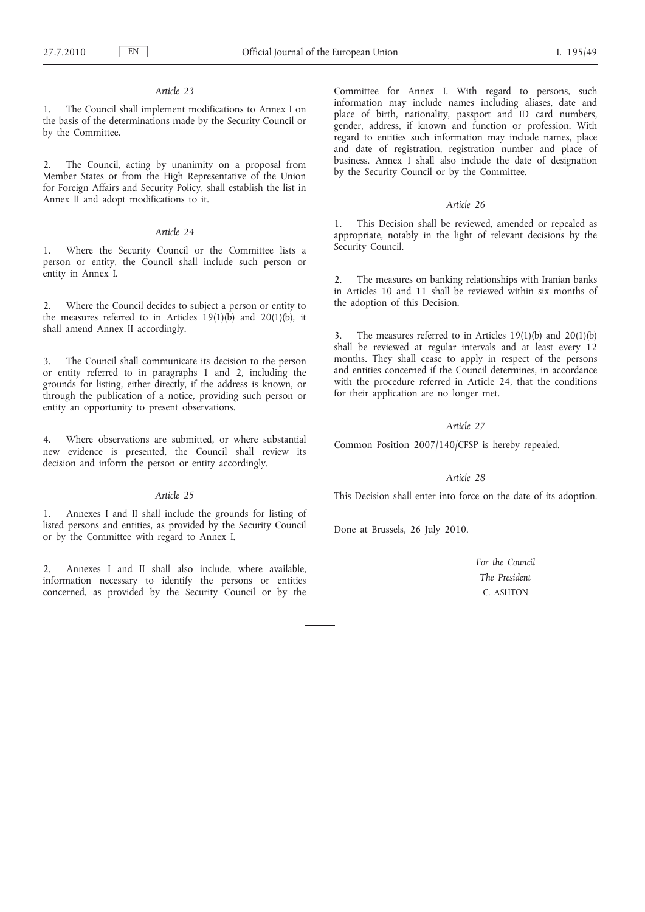*Article 23*

1. The Council shall implement modifications to Annex I on the basis of the determinations made by the Security Council or by the Committee.

2. The Council, acting by unanimity on a proposal from Member States or from the High Representative of the Union for Foreign Affairs and Security Policy, shall establish the list in Annex II and adopt modifications to it.

*Article 24*

1. Where the Security Council or the Committee lists a person or entity, the Council shall include such person or entity in Annex I.

2. Where the Council decides to subject a person or entity to the measures referred to in Articles 19(1)(b) and 20(1)(b), it shall amend Annex II accordingly.

3. The Council shall communicate its decision to the person or entity referred to in paragraphs 1 and 2, including the grounds for listing, either directly, if the address is known, or through the publication of a notice, providing such person or entity an opportunity to present observations.

4. Where observations are submitted, or where substantial new evidence is presented, the Council shall review its decision and inform the person or entity accordingly.

*Article 25*

1. Annexes I and II shall include the grounds for listing of listed persons and entities, as provided by the Security Council or by the Committee with regard to Annex I.

2. Annexes I and II shall also include, where available, information necessary to identify the persons or entities concerned, as provided by the Security Council or by the Committee for Annex I. With regard to persons, such information may include names including aliases, date and place of birth, nationality, passport and ID card numbers, gender, address, if known and function or profession. With regard to entities such information may include names, place and date of registration, registration number and place of business. Annex I shall also include the date of designation by the Security Council or by the Committee.

*Article 26*

1. This Decision shall be reviewed, amended or repealed as appropriate, notably in the light of relevant decisions by the Security Council.

2. The measures on banking relationships with Iranian banks in Articles 10 and 11 shall be reviewed within six months of the adoption of this Decision.

3. The measures referred to in Articles 19(1)(b) and 20(1)(b) shall be reviewed at regular intervals and at least every 12 months. They shall cease to apply in respect of the persons and entities concerned if the Council determines, in accordance with the procedure referred in Article 24, that the conditions for their application are no longer met.

*Article 27*

Common Position 2007/140/CFSP is hereby repealed.

*Article 28*

This Decision shall enter into force on the date of its adoption.

Done at Brussels, 26 July 2010.

*For the Council*

*The President*

C. ASHTON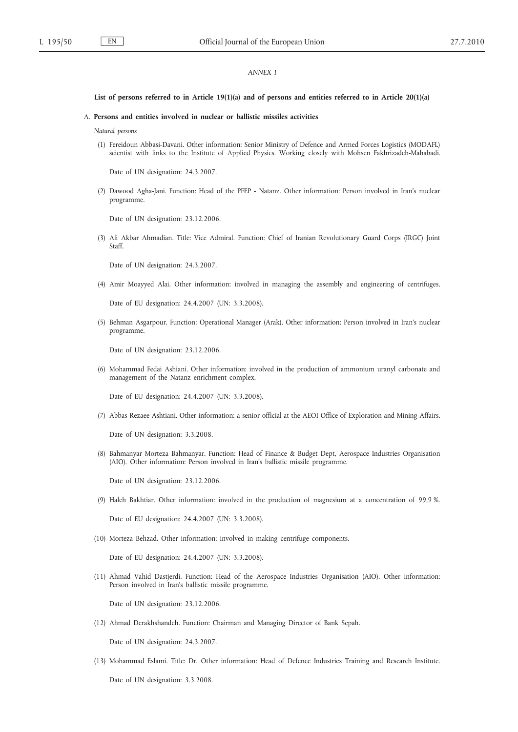*ANNEX I*

**List of persons referred to in Article 19(1)(a) and of persons and entities referred to in Article 20(1)(a)**

A. **Persons and entities involved in nuclear or ballistic missiles activities**

*Natural persons*

(1) Fereidoun Abbasi-Davani. Other information: Senior Ministry of Defence and Armed Forces Logistics (MODAFL) scientist with links to the Institute of Applied Physics. Working closely with Mohsen Fakhrizadeh-Mahabadi.

Date of UN designation: 24.3.2007.

(2) Dawood Agha-Jani. Function: Head of the PFEP - Natanz. Other information: Person involved in Iran's nuclear programme.

Date of UN designation: 23.12.2006.

(3) Ali Akbar Ahmadian. Title: Vice Admiral. Function: Chief of Iranian Revolutionary Guard Corps (IRGC) Joint Staff.

Date of UN designation: 24.3.2007.

(4) Amir Moayyed Alai. Other information: involved in managing the assembly and engineering of centrifuges.

Date of EU designation: 24.4.2007 (UN: 3.3.2008).

(5) Behman Asgarpour. Function: Operational Manager (Arak). Other information: Person involved in Iran's nuclear programme.

Date of UN designation: 23.12.2006.

(6) Mohammad Fedai Ashiani. Other information: involved in the production of ammonium uranyl carbonate and management of the Natanz enrichment complex.

Date of EU designation: 24.4.2007 (UN: 3.3.2008).

(7) Abbas Rezaee Ashtiani. Other information: a senior official at the AEOI Office of Exploration and Mining Affairs.

Date of UN designation: 3.3.2008.

(8) Bahmanyar Morteza Bahmanyar. Function: Head of Finance & Budget Dept, Aerospace Industries Organisation (AIO). Other information: Person involved in Iran's ballistic missile programme.

Date of UN designation: 23.12.2006.

(9) Haleh Bakhtiar. Other information: involved in the production of magnesium at a concentration of 99,9 %.

Date of EU designation: 24.4.2007 (UN: 3.3.2008).

(10) Morteza Behzad. Other information: involved in making centrifuge components.

Date of EU designation: 24.4.2007 (UN: 3.3.2008).

(11) Ahmad Vahid Dastjerdi. Function: Head of the Aerospace Industries Organisation (AIO). Other information: Person involved in Iran's ballistic missile programme.

Date of UN designation: 23.12.2006.

(12) Ahmad Derakhshandeh. Function: Chairman and Managing Director of Bank Sepah.

Date of UN designation: 24.3.2007.

(13) Mohammad Eslami. Title: Dr. Other information: Head of Defence Industries Training and Research Institute.

Date of UN designation: 3.3.2008.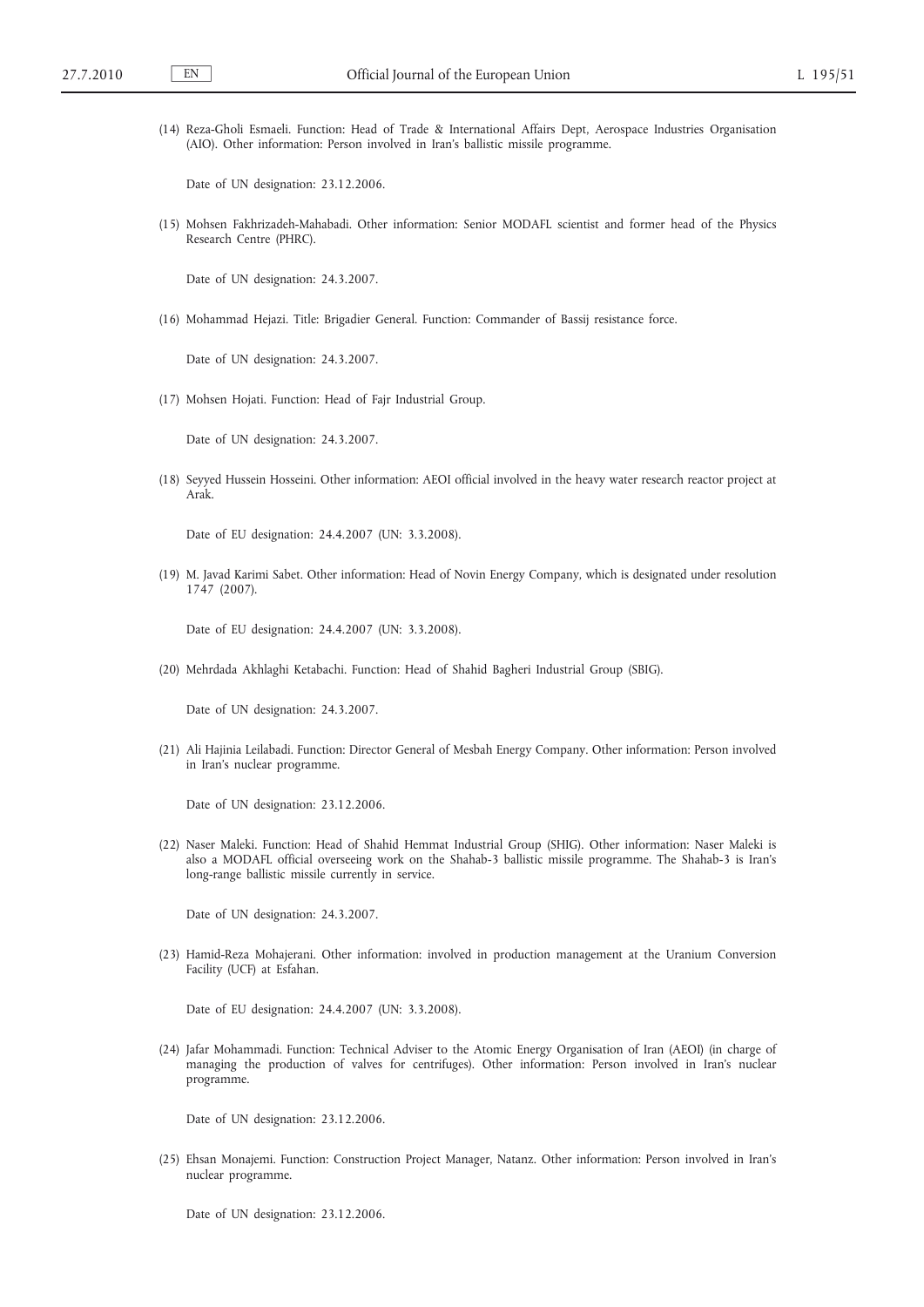(14) Reza-Gholi Esmaeli. Function: Head of Trade & International Affairs Dept, Aerospace Industries Organisation (AIO). Other information: Person involved in Iran's ballistic missile programme.

Date of UN designation: 23.12.2006.

(15) Mohsen Fakhrizadeh-Mahabadi. Other information: Senior MODAFL scientist and former head of the Physics Research Centre (PHRC).

Date of UN designation: 24.3.2007.

(16) Mohammad Hejazi. Title: Brigadier General. Function: Commander of Bassij resistance force.

Date of UN designation: 24.3.2007.

(17) Mohsen Hojati. Function: Head of Fajr Industrial Group.

Date of UN designation: 24.3.2007.

(18) Seyyed Hussein Hosseini. Other information: AEOI official involved in the heavy water research reactor project at Arak.

Date of EU designation: 24.4.2007 (UN: 3.3.2008).

(19) M. Javad Karimi Sabet. Other information: Head of Novin Energy Company, which is designated under resolution 1747 (2007).

Date of EU designation: 24.4.2007 (UN: 3.3.2008).

(20) Mehrdada Akhlaghi Ketabachi. Function: Head of Shahid Bagheri Industrial Group (SBIG).

Date of UN designation: 24.3.2007.

(21) Ali Hajinia Leilabadi. Function: Director General of Mesbah Energy Company. Other information: Person involved in Iran's nuclear programme.

Date of UN designation: 23.12.2006.

(22) Naser Maleki. Function: Head of Shahid Hemmat Industrial Group (SHIG). Other information: Naser Maleki is also a MODAFL official overseeing work on the Shahab-3 ballistic missile programme. The Shahab-3 is Iran's long-range ballistic missile currently in service.

Date of UN designation: 24.3.2007.

(23) Hamid-Reza Mohajerani. Other information: involved in production management at the Uranium Conversion Facility (UCF) at Esfahan.

Date of EU designation: 24.4.2007 (UN: 3.3.2008).

(24) Jafar Mohammadi. Function: Technical Adviser to the Atomic Energy Organisation of Iran (AEOI) (in charge of managing the production of valves for centrifuges). Other information: Person involved in Iran's nuclear programme.

Date of UN designation: 23.12.2006.

(25) Ehsan Monajemi. Function: Construction Project Manager, Natanz. Other information: Person involved in Iran's nuclear programme.

Date of UN designation: 23.12.2006.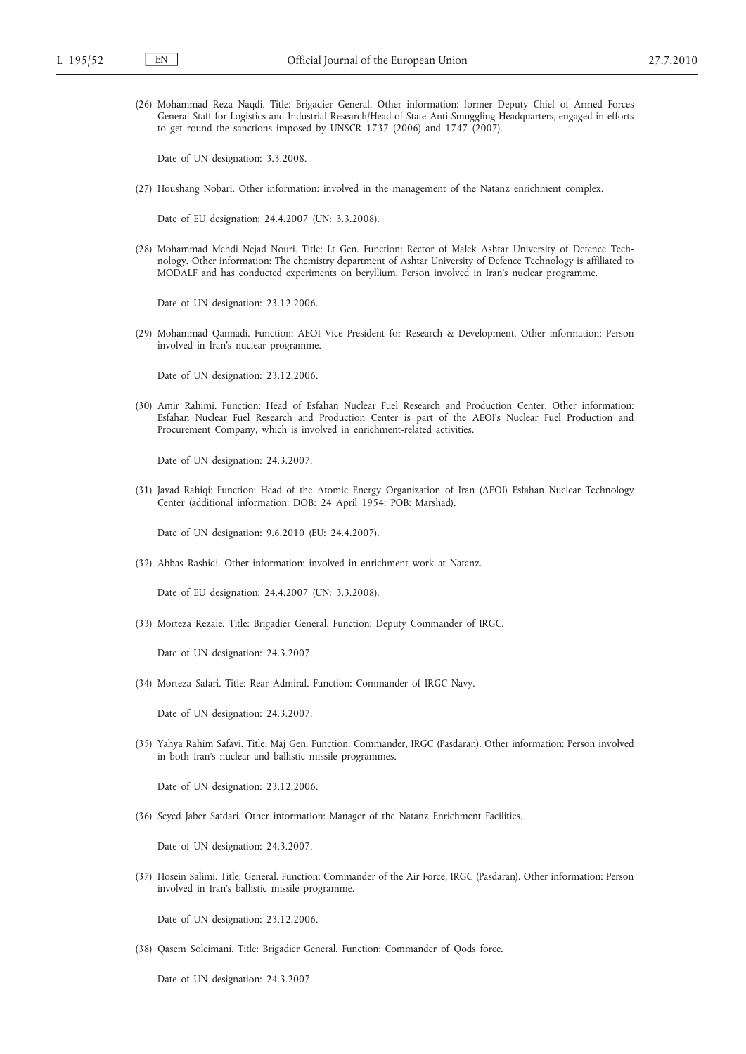(26) Mohammad Reza Naqdi. Title: Brigadier General. Other information: former Deputy Chief of Armed Forces General Staff for Logistics and Industrial Research/Head of State Anti-Smuggling Headquarters, engaged in efforts to get round the sanctions imposed by UNSCR 1737 (2006) and 1747 (2007).

Date of UN designation: 3.3.2008.

(27) Houshang Nobari. Other information: involved in the management of the Natanz enrichment complex.

Date of EU designation: 24.4.2007 (UN: 3.3.2008).

(28) Mohammad Mehdi Nejad Nouri. Title: Lt Gen. Function: Rector of Malek Ashtar University of Defence Technology. Other information: The chemistry department of Ashtar University of Defence Technology is affiliated to MODALF and has conducted experiments on beryllium. Person involved in Iran's nuclear programme.

Date of UN designation: 23.12.2006.

(29) Mohammad Qannadi. Function: AEOI Vice President for Research & Development. Other information: Person involved in Iran's nuclear programme.

Date of UN designation: 23.12.2006.

(30) Amir Rahimi. Function: Head of Esfahan Nuclear Fuel Research and Production Center. Other information: Esfahan Nuclear Fuel Research and Production Center is part of the AEOI's Nuclear Fuel Production and Procurement Company, which is involved in enrichment-related activities.

Date of UN designation: 24.3.2007.

(31) Javad Rahiqi: Function: Head of the Atomic Energy Organization of Iran (AEOI) Esfahan Nuclear Technology Center (additional information: DOB: 24 April 1954; POB: Marshad).

Date of UN designation: 9.6.2010 (EU: 24.4.2007).

(32) Abbas Rashidi. Other information: involved in enrichment work at Natanz.

Date of EU designation: 24.4.2007 (UN: 3.3.2008).

(33) Morteza Rezaie. Title: Brigadier General. Function: Deputy Commander of IRGC.

Date of UN designation: 24.3.2007.

(34) Morteza Safari. Title: Rear Admiral. Function: Commander of IRGC Navy.

Date of UN designation: 24.3.2007.

(35) Yahya Rahim Safavi. Title: Maj Gen. Function: Commander, IRGC (Pasdaran). Other information: Person involved in both Iran's nuclear and ballistic missile programmes.

Date of UN designation: 23.12.2006.

(36) Seyed Jaber Safdari. Other information: Manager of the Natanz Enrichment Facilities.

Date of UN designation: 24.3.2007.

(37) Hosein Salimi. Title: General. Function: Commander of the Air Force, IRGC (Pasdaran). Other information: Person involved in Iran's ballistic missile programme.

Date of UN designation: 23.12.2006.

(38) Qasem Soleimani. Title: Brigadier General. Function: Commander of Qods force.

Date of UN designation: 24.3.2007.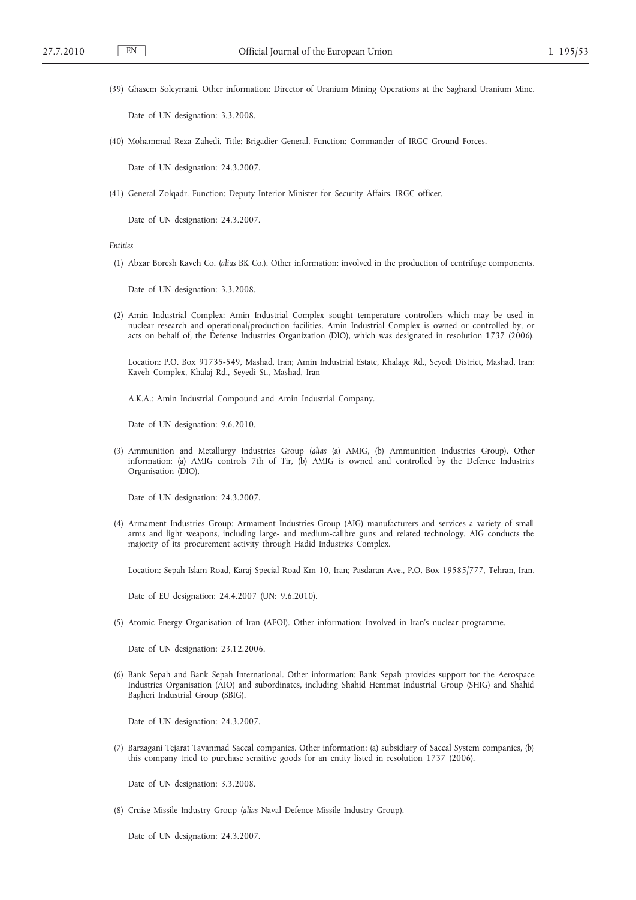(39) Ghasem Soleymani. Other information: Director of Uranium Mining Operations at the Saghand Uranium Mine.

Date of UN designation: 3.3.2008.

(40) Mohammad Reza Zahedi. Title: Brigadier General. Function: Commander of IRGC Ground Forces.

Date of UN designation: 24.3.2007.

(41) General Zolqadr. Function: Deputy Interior Minister for Security Affairs, IRGC officer.

Date of UN designation: 24.3.2007.

*Entities*

(1) Abzar Boresh Kaveh Co. (*alias* BK Co.). Other information: involved in the production of centrifuge components.

Date of UN designation: 3.3.2008.

(2) Amin Industrial Complex: Amin Industrial Complex sought temperature controllers which may be used in nuclear research and operational/production facilities. Amin Industrial Complex is owned or controlled by, or acts on behalf of, the Defense Industries Organization (DIO), which was designated in resolution 1737 (2006).

Location: P.O. Box 91735-549, Mashad, Iran; Amin Industrial Estate, Khalage Rd., Seyedi District, Mashad, Iran; Kaveh Complex, Khalaj Rd., Seyedi St., Mashad, Iran

A.K.A.: Amin Industrial Compound and Amin Industrial Company.

Date of UN designation: 9.6.2010.

(3) Ammunition and Metallurgy Industries Group (*alias* (a) AMIG, (b) Ammunition Industries Group). Other information: (a) AMIG controls 7th of Tir, (b) AMIG is owned and controlled by the Defence Industries Organisation (DIO).

Date of UN designation: 24.3.2007.

(4) Armament Industries Group: Armament Industries Group (AIG) manufacturers and services a variety of small arms and light weapons, including large- and medium-calibre guns and related technology. AIG conducts the majority of its procurement activity through Hadid Industries Complex.

Location: Sepah Islam Road, Karaj Special Road Km 10, Iran; Pasdaran Ave., P.O. Box 19585/777, Tehran, Iran.

Date of EU designation: 24.4.2007 (UN: 9.6.2010).

(5) Atomic Energy Organisation of Iran (AEOI). Other information: Involved in Iran's nuclear programme.

Date of UN designation: 23.12.2006.

(6) Bank Sepah and Bank Sepah International. Other information: Bank Sepah provides support for the Aerospace Industries Organisation (AIO) and subordinates, including Shahid Hemmat Industrial Group (SHIG) and Shahid Bagheri Industrial Group (SBIG).

Date of UN designation: 24.3.2007.

(7) Barzagani Tejarat Tavanmad Saccal companies. Other information: (a) subsidiary of Saccal System companies, (b) this company tried to purchase sensitive goods for an entity listed in resolution 1737 (2006).

Date of UN designation: 3.3.2008.

(8) Cruise Missile Industry Group (*alias* Naval Defence Missile Industry Group).

Date of UN designation: 24.3.2007.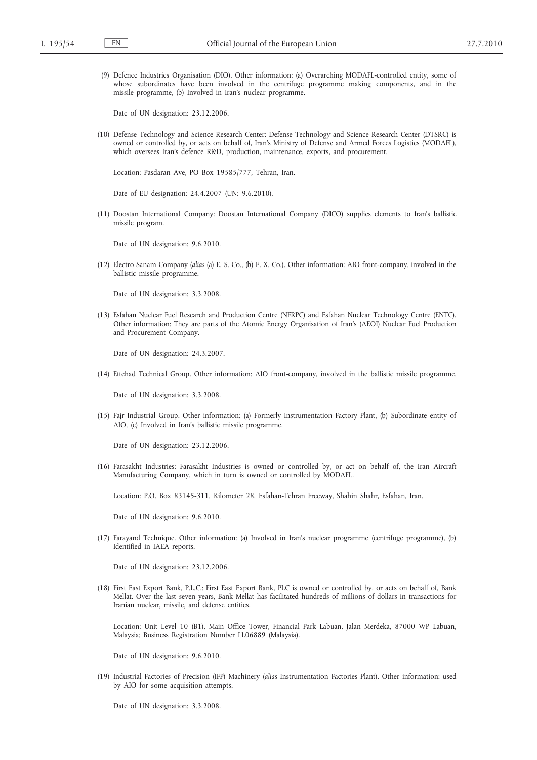(9) Defence Industries Organisation (DIO). Other information: (a) Overarching MODAFL-controlled entity, some of whose subordinates have been involved in the centrifuge programme making components, and in the missile programme, (b) Involved in Iran's nuclear programme.

Date of UN designation: 23.12.2006.

(10) Defense Technology and Science Research Center: Defense Technology and Science Research Center (DTSRC) is owned or controlled by, or acts on behalf of, Iran's Ministry of Defense and Armed Forces Logistics (MODAFL), which oversees Iran's defence R&D, production, maintenance, exports, and procurement.

Location: Pasdaran Ave, PO Box 19585/777, Tehran, Iran.

Date of EU designation: 24.4.2007 (UN: 9.6.2010).

(11) Doostan International Company: Doostan International Company (DICO) supplies elements to Iran's ballistic missile program.

Date of UN designation: 9.6.2010.

(12) Electro Sanam Company (*alias* (a) E. S. Co., (b) E. X. Co.). Other information: AIO front-company, involved in the ballistic missile programme.

Date of UN designation: 3.3.2008.

(13) Esfahan Nuclear Fuel Research and Production Centre (NFRPC) and Esfahan Nuclear Technology Centre (ENTC). Other information: They are parts of the Atomic Energy Organisation of Iran's (AEOI) Nuclear Fuel Production and Procurement Company.

Date of UN designation: 24.3.2007.

(14) Ettehad Technical Group. Other information: AIO front-company, involved in the ballistic missile programme.

Date of UN designation: 3.3.2008.

(15) Fajr Industrial Group. Other information: (a) Formerly Instrumentation Factory Plant, (b) Subordinate entity of AIO, (c) Involved in Iran's ballistic missile programme.

Date of UN designation: 23.12.2006.

(16) Farasakht Industries: Farasakht Industries is owned or controlled by, or act on behalf of, the Iran Aircraft Manufacturing Company, which in turn is owned or controlled by MODAFL.

Location: P.O. Box 83145-311, Kilometer 28, Esfahan-Tehran Freeway, Shahin Shahr, Esfahan, Iran.

Date of UN designation: 9.6.2010.

(17) Farayand Technique. Other information: (a) Involved in Iran's nuclear programme (centrifuge programme), (b) Identified in IAEA reports.

Date of UN designation: 23.12.2006.

(18) First East Export Bank, P.L.C.: First East Export Bank, PLC is owned or controlled by, or acts on behalf of, Bank Mellat. Over the last seven years, Bank Mellat has facilitated hundreds of millions of dollars in transactions for Iranian nuclear, missile, and defense entities.

Location: Unit Level 10 (B1), Main Office Tower, Financial Park Labuan, Jalan Merdeka, 87000 WP Labuan, Malaysia; Business Registration Number LL06889 (Malaysia).

Date of UN designation: 9.6.2010.

(19) Industrial Factories of Precision (IFP) Machinery (*alias* Instrumentation Factories Plant). Other information: used by AIO for some acquisition attempts.

Date of UN designation: 3.3.2008.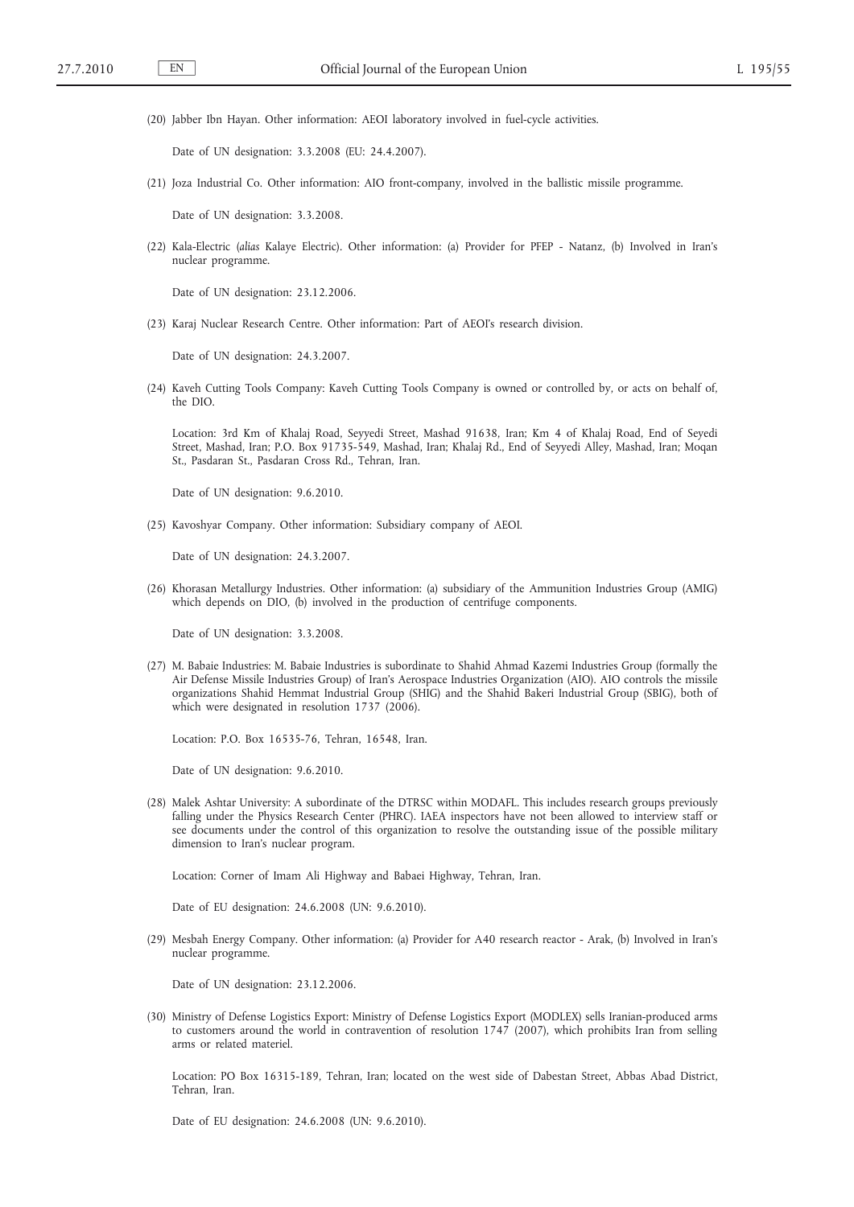(20) Jabber Ibn Hayan. Other information: AEOI laboratory involved in fuel-cycle activities.

Date of UN designation: 3.3.2008 (EU: 24.4.2007).

(21) Joza Industrial Co. Other information: AIO front-company, involved in the ballistic missile programme.

Date of UN designation: 3.3.2008.

(22) Kala-Electric (*alias* Kalaye Electric). Other information: (a) Provider for PFEP - Natanz, (b) Involved in Iran's nuclear programme.

Date of UN designation: 23.12.2006.

(23) Karaj Nuclear Research Centre. Other information: Part of AEOI's research division.

Date of UN designation: 24.3.2007.

(24) Kaveh Cutting Tools Company: Kaveh Cutting Tools Company is owned or controlled by, or acts on behalf of, the DIO.

Location: 3rd Km of Khalaj Road, Seyyedi Street, Mashad 91638, Iran; Km 4 of Khalaj Road, End of Seyedi Street, Mashad, Iran; P.O. Box 91735-549, Mashad, Iran; Khalaj Rd., End of Seyyedi Alley, Mashad, Iran; Moqan St., Pasdaran St., Pasdaran Cross Rd., Tehran, Iran.

Date of UN designation: 9.6.2010.

(25) Kavoshyar Company. Other information: Subsidiary company of AEOI.

Date of UN designation: 24.3.2007.

(26) Khorasan Metallurgy Industries. Other information: (a) subsidiary of the Ammunition Industries Group (AMIG) which depends on DIO, (b) involved in the production of centrifuge components.

Date of UN designation: 3.3.2008.

(27) M. Babaie Industries: M. Babaie Industries is subordinate to Shahid Ahmad Kazemi Industries Group (formally the Air Defense Missile Industries Group) of Iran's Aerospace Industries Organization (AIO). AIO controls the missile organizations Shahid Hemmat Industrial Group (SHIG) and the Shahid Bakeri Industrial Group (SBIG), both of which were designated in resolution 1737 (2006).

Location: P.O. Box 16535-76, Tehran, 16548, Iran.

Date of UN designation: 9.6.2010.

(28) Malek Ashtar University: A subordinate of the DTRSC within MODAFL. This includes research groups previously falling under the Physics Research Center (PHRC). IAEA inspectors have not been allowed to interview staff or see documents under the control of this organization to resolve the outstanding issue of the possible military dimension to Iran's nuclear program.

Location: Corner of Imam Ali Highway and Babaei Highway, Tehran, Iran.

Date of EU designation: 24.6.2008 (UN: 9.6.2010).

(29) Mesbah Energy Company. Other information: (a) Provider for A40 research reactor - Arak, (b) Involved in Iran's nuclear programme.

Date of UN designation: 23.12.2006.

(30) Ministry of Defense Logistics Export: Ministry of Defense Logistics Export (MODLEX) sells Iranian-produced arms to customers around the world in contravention of resolution 1747 (2007), which prohibits Iran from selling arms or related materiel.

Location: PO Box 16315-189, Tehran, Iran; located on the west side of Dabestan Street, Abbas Abad District, Tehran, Iran.

Date of EU designation: 24.6.2008 (UN: 9.6.2010).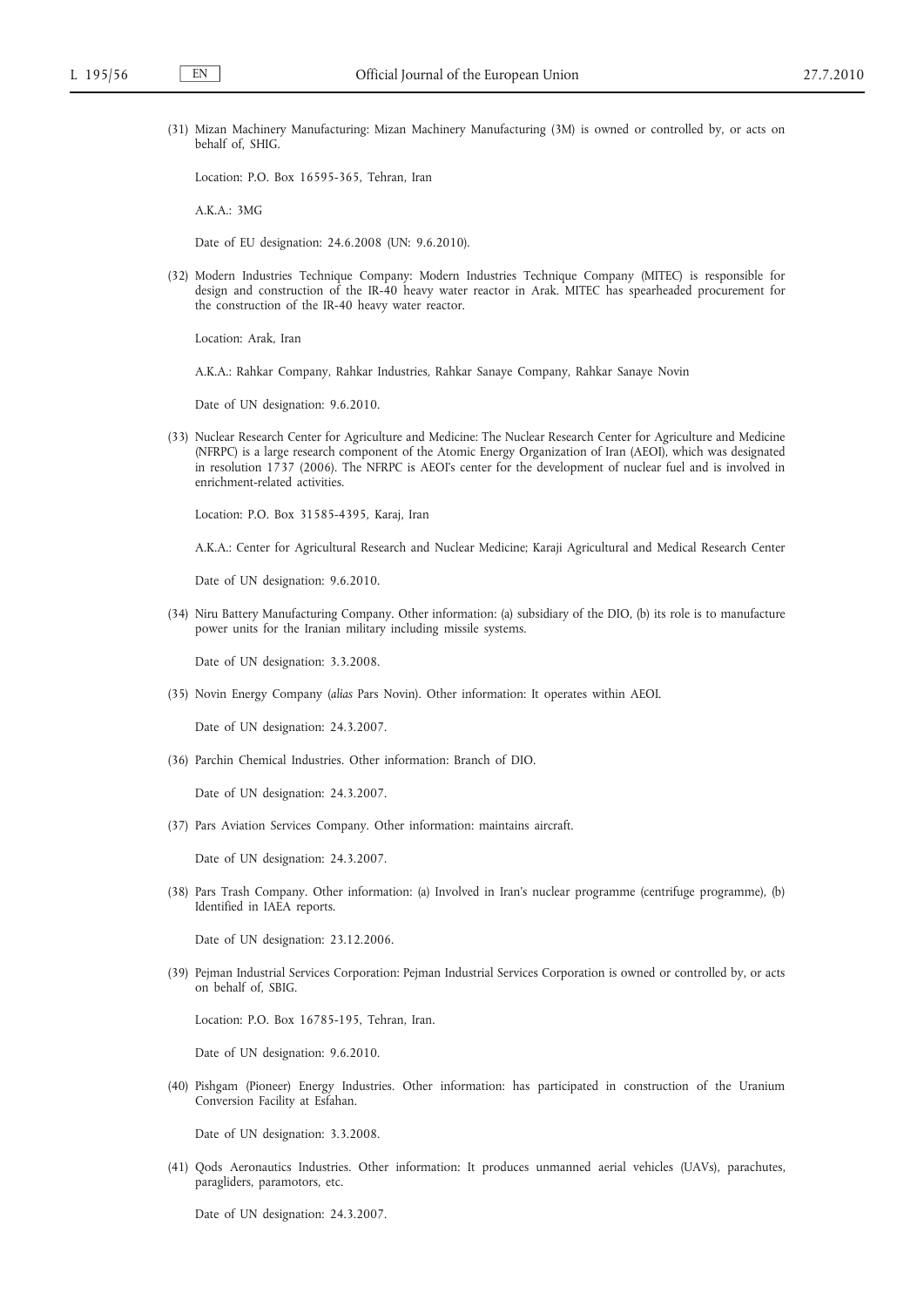(31) Mizan Machinery Manufacturing: Mizan Machinery Manufacturing (3M) is owned or controlled by, or acts on behalf of, SHIG.

Location: P.O. Box 16595-365, Tehran, Iran

A.K.A.: 3MG

Date of EU designation: 24.6.2008 (UN: 9.6.2010).

(32) Modern Industries Technique Company: Modern Industries Technique Company (MITEC) is responsible for design and construction of the IR-40 heavy water reactor in Arak. MITEC has spearheaded procurement for the construction of the IR-40 heavy water reactor.

Location: Arak, Iran

A.K.A.: Rahkar Company, Rahkar Industries, Rahkar Sanaye Company, Rahkar Sanaye Novin

Date of UN designation: 9.6.2010.

(33) Nuclear Research Center for Agriculture and Medicine: The Nuclear Research Center for Agriculture and Medicine (NFRPC) is a large research component of the Atomic Energy Organization of Iran (AEOI), which was designated in resolution 1737 (2006). The NFRPC is AEOI's center for the development of nuclear fuel and is involved in enrichment-related activities.

Location: P.O. Box 31585-4395, Karaj, Iran

A.K.A.: Center for Agricultural Research and Nuclear Medicine; Karaji Agricultural and Medical Research Center

Date of UN designation: 9.6.2010.

(34) Niru Battery Manufacturing Company. Other information: (a) subsidiary of the DIO, (b) its role is to manufacture power units for the Iranian military including missile systems.

Date of UN designation: 3.3.2008.

(35) Novin Energy Company (*alias* Pars Novin). Other information: It operates within AEOI.

Date of UN designation: 24.3.2007.

(36) Parchin Chemical Industries. Other information: Branch of DIO.

Date of UN designation: 24.3.2007.

(37) Pars Aviation Services Company. Other information: maintains aircraft.

Date of UN designation: 24.3.2007.

(38) Pars Trash Company. Other information: (a) Involved in Iran's nuclear programme (centrifuge programme), (b) Identified in IAEA reports.

Date of UN designation: 23.12.2006.

(39) Pejman Industrial Services Corporation: Pejman Industrial Services Corporation is owned or controlled by, or acts on behalf of, SBIG.

Location: P.O. Box 16785-195, Tehran, Iran.

Date of UN designation: 9.6.2010.

(40) Pishgam (Pioneer) Energy Industries. Other information: has participated in construction of the Uranium Conversion Facility at Esfahan.

Date of UN designation: 3.3.2008.

(41) Qods Aeronautics Industries. Other information: It produces unmanned aerial vehicles (UAVs), parachutes, paragliders, paramotors, etc.

Date of UN designation: 24.3.2007.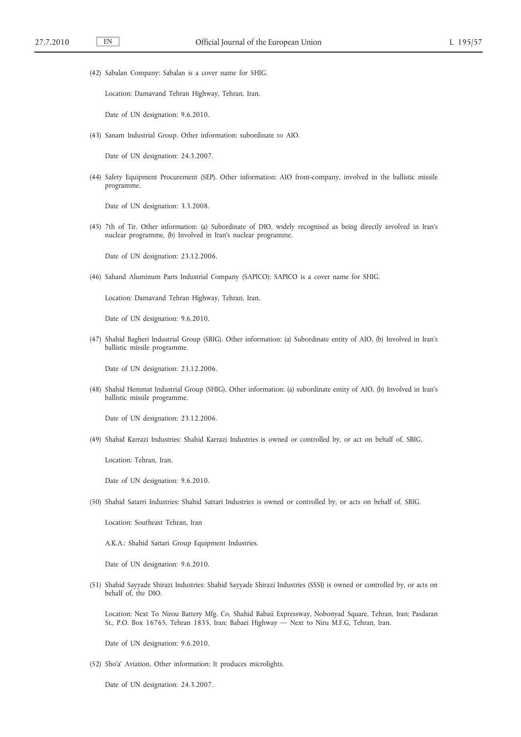(42) Sabalan Company: Sabalan is a cover name for SHIG.

Location: Damavand Tehran Highway, Tehran, Iran.

Date of UN designation: 9.6.2010.

(43) Sanam Industrial Group. Other information: subordinate to AIO.

Date of UN designation: 24.3.2007.

(44) Safety Equipment Procurement (SEP). Other information: AIO front-company, involved in the ballistic missile programme.

Date of UN designation: 3.3.2008.

(45) 7th of Tir. Other information: (a) Subordinate of DIO, widely recognised as being directly involved in Iran's nuclear programme, (b) Involved in Iran's nuclear programme.

Date of UN designation: 23.12.2006.

(46) Sahand Aluminum Parts Industrial Company (SAPICO): SAPICO is a cover name for SHIG.

Location: Damavand Tehran Highway, Tehran, Iran.

Date of UN designation: 9.6.2010.

(47) Shahid Bagheri Industrial Group (SBIG). Other information: (a) Subordinate entity of AIO, (b) Involved in Iran's ballistic missile programme.

Date of UN designation: 23.12.2006.

(48) Shahid Hemmat Industrial Group (SHIG). Other information: (a) subordinate entity of AIO, (b) Involved in Iran's ballistic missile programme.

Date of UN designation: 23.12.2006.

(49) Shahid Karrazi Industries: Shahid Karrazi Industries is owned or controlled by, or act on behalf of, SBIG.

Location: Tehran, Iran.

Date of UN designation: 9.6.2010.

(50) Shahid Satarri Industries: Shahid Sattari Industries is owned or controlled by, or acts on behalf of, SBIG.

Location: Southeast Tehran, Iran

A.K.A.: Shahid Sattari Group Equipment Industries.

Date of UN designation: 9.6.2010.

(51) Shahid Sayyade Shirazi Industries: Shahid Sayyade Shirazi Industries (SSSI) is owned or controlled by, or acts on behalf of, the DIO.

Location: Next To Nirou Battery Mfg. Co, Shahid Babaii Expressway, Nobonyad Square, Tehran, Iran; Pasdaran St., P.O. Box 16765, Tehran 1835, Iran; Babaei Highway — Next to Niru M.F.G, Tehran, Iran.

Date of UN designation: 9.6.2010.

(52) Sho'a' Aviation. Other information: It produces microlights.

Date of UN designation: 24.3.2007.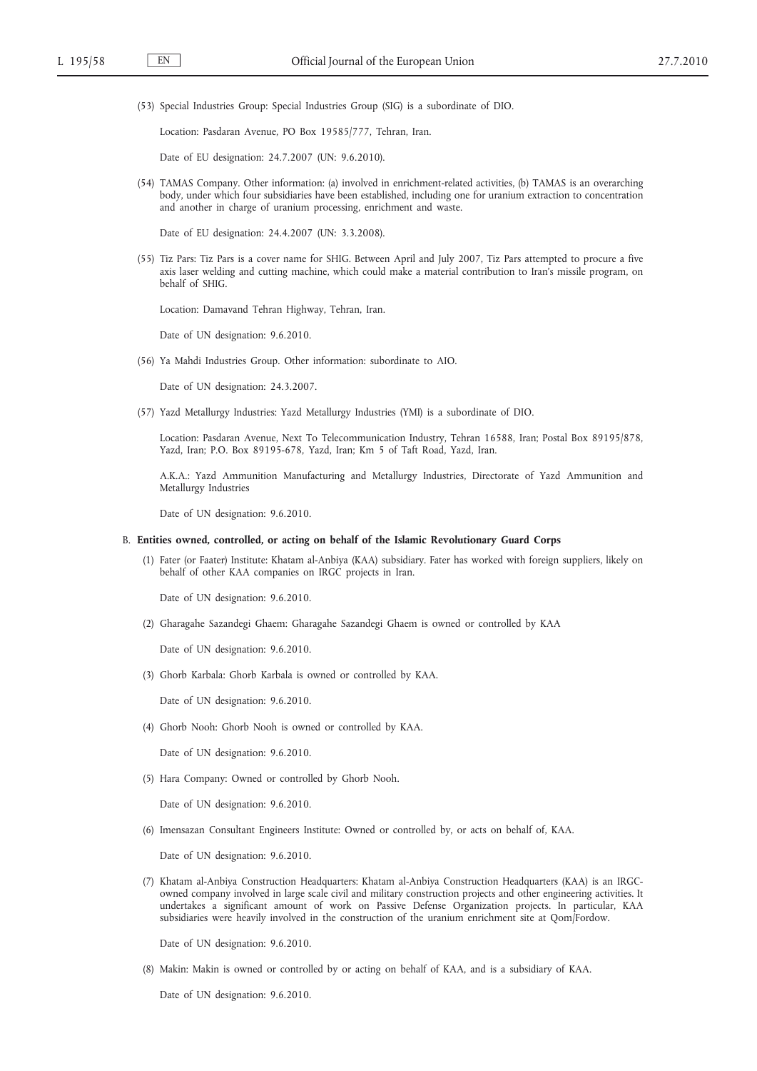(53) Special Industries Group: Special Industries Group (SIG) is a subordinate of DIO.

Location: Pasdaran Avenue, PO Box 19585/777, Tehran, Iran.

Date of EU designation: 24.7.2007 (UN: 9.6.2010).

(54) TAMAS Company. Other information: (a) involved in enrichment-related activities, (b) TAMAS is an overarching body, under which four subsidiaries have been established, including one for uranium extraction to concentration and another in charge of uranium processing, enrichment and waste.

Date of EU designation: 24.4.2007 (UN: 3.3.2008).

(55) Tiz Pars: Tiz Pars is a cover name for SHIG. Between April and July 2007, Tiz Pars attempted to procure a five axis laser welding and cutting machine, which could make a material contribution to Iran's missile program, on behalf of SHIG.

Location: Damavand Tehran Highway, Tehran, Iran.

Date of UN designation: 9.6.2010.

(56) Ya Mahdi Industries Group. Other information: subordinate to AIO.

Date of UN designation: 24.3.2007.

(57) Yazd Metallurgy Industries: Yazd Metallurgy Industries (YMI) is a subordinate of DIO.

Location: Pasdaran Avenue, Next To Telecommunication Industry, Tehran 16588, Iran; Postal Box 89195/878, Yazd, Iran; P.O. Box 89195-678, Yazd, Iran; Km 5 of Taft Road, Yazd, Iran.

A.K.A.: Yazd Ammunition Manufacturing and Metallurgy Industries, Directorate of Yazd Ammunition and Metallurgy Industries

Date of UN designation: 9.6.2010.

B. **Entities owned, controlled, or acting on behalf of the Islamic Revolutionary Guard Corps**

(1) Fater (or Faater) Institute: Khatam al-Anbiya (KAA) subsidiary. Fater has worked with foreign suppliers, likely on behalf of other KAA companies on IRGC projects in Iran.

Date of UN designation: 9.6.2010.

(2) Gharagahe Sazandegi Ghaem: Gharagahe Sazandegi Ghaem is owned or controlled by KAA

Date of UN designation: 9.6.2010.

(3) Ghorb Karbala: Ghorb Karbala is owned or controlled by KAA.

Date of UN designation: 9.6.2010.

(4) Ghorb Nooh: Ghorb Nooh is owned or controlled by KAA.

Date of UN designation: 9.6.2010.

(5) Hara Company: Owned or controlled by Ghorb Nooh.

Date of UN designation: 9.6.2010.

(6) Imensazan Consultant Engineers Institute: Owned or controlled by, or acts on behalf of, KAA.

Date of UN designation: 9.6.2010.

(7) Khatam al-Anbiya Construction Headquarters: Khatam al-Anbiya Construction Headquarters (KAA) is an IRGC-owned company involved in large scale civil and military construction projects and other engineering activities. It undertakes a significant amount of work on Passive Defense Organization projects. In particular, KAA subsidiaries were heavily involved in the construction of the uranium enrichment site at Qom/Fordow.

Date of UN designation: 9.6.2010.

(8) Makin: Makin is owned or controlled by or acting on behalf of KAA, and is a subsidiary of KAA.

Date of UN designation: 9.6.2010.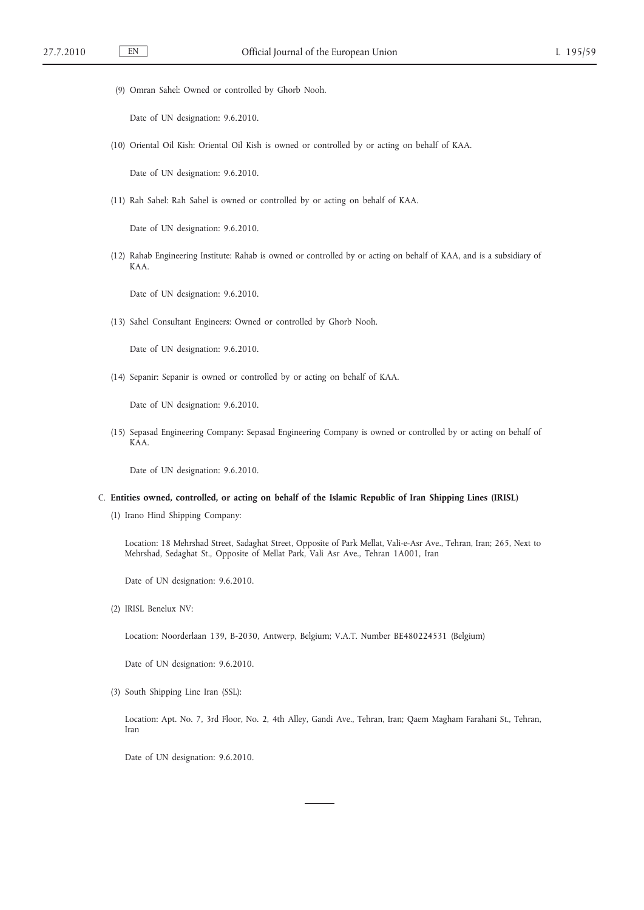(9) Omran Sahel: Owned or controlled by Ghorb Nooh.

Date of UN designation: 9.6.2010.

(10) Oriental Oil Kish: Oriental Oil Kish is owned or controlled by or acting on behalf of KAA.

Date of UN designation: 9.6.2010.

(11) Rah Sahel: Rah Sahel is owned or controlled by or acting on behalf of KAA.

Date of UN designation: 9.6.2010.

(12) Rahab Engineering Institute: Rahab is owned or controlled by or acting on behalf of KAA, and is a subsidiary of KAA.

Date of UN designation: 9.6.2010.

(13) Sahel Consultant Engineers: Owned or controlled by Ghorb Nooh.

Date of UN designation: 9.6.2010.

(14) Sepanir: Sepanir is owned or controlled by or acting on behalf of KAA.

Date of UN designation: 9.6.2010.

(15) Sepasad Engineering Company: Sepasad Engineering Company is owned or controlled by or acting on behalf of KAA.

Date of UN designation: 9.6.2010.

C. **Entities owned, controlled, or acting on behalf of the Islamic Republic of Iran Shipping Lines (IRISL)**

(1) Irano Hind Shipping Company:

Location: 18 Mehrshad Street, Sadaghat Street, Opposite of Park Mellat, Vali-e-Asr Ave., Tehran, Iran; 265, Next to Mehrshad, Sedaghat St., Opposite of Mellat Park, Vali Asr Ave., Tehran 1A001, Iran

Date of UN designation: 9.6.2010.

(2) IRISL Benelux NV:

Location: Noorderlaan 139, B-2030, Antwerp, Belgium; V.A.T. Number BE480224531 (Belgium)

Date of UN designation: 9.6.2010.

(3) South Shipping Line Iran (SSL):

Location: Apt. No. 7, 3rd Floor, No. 2, 4th Alley, Gandi Ave., Tehran, Iran; Qaem Magham Farahani St., Tehran, Iran

Date of UN designation: 9.6.2010.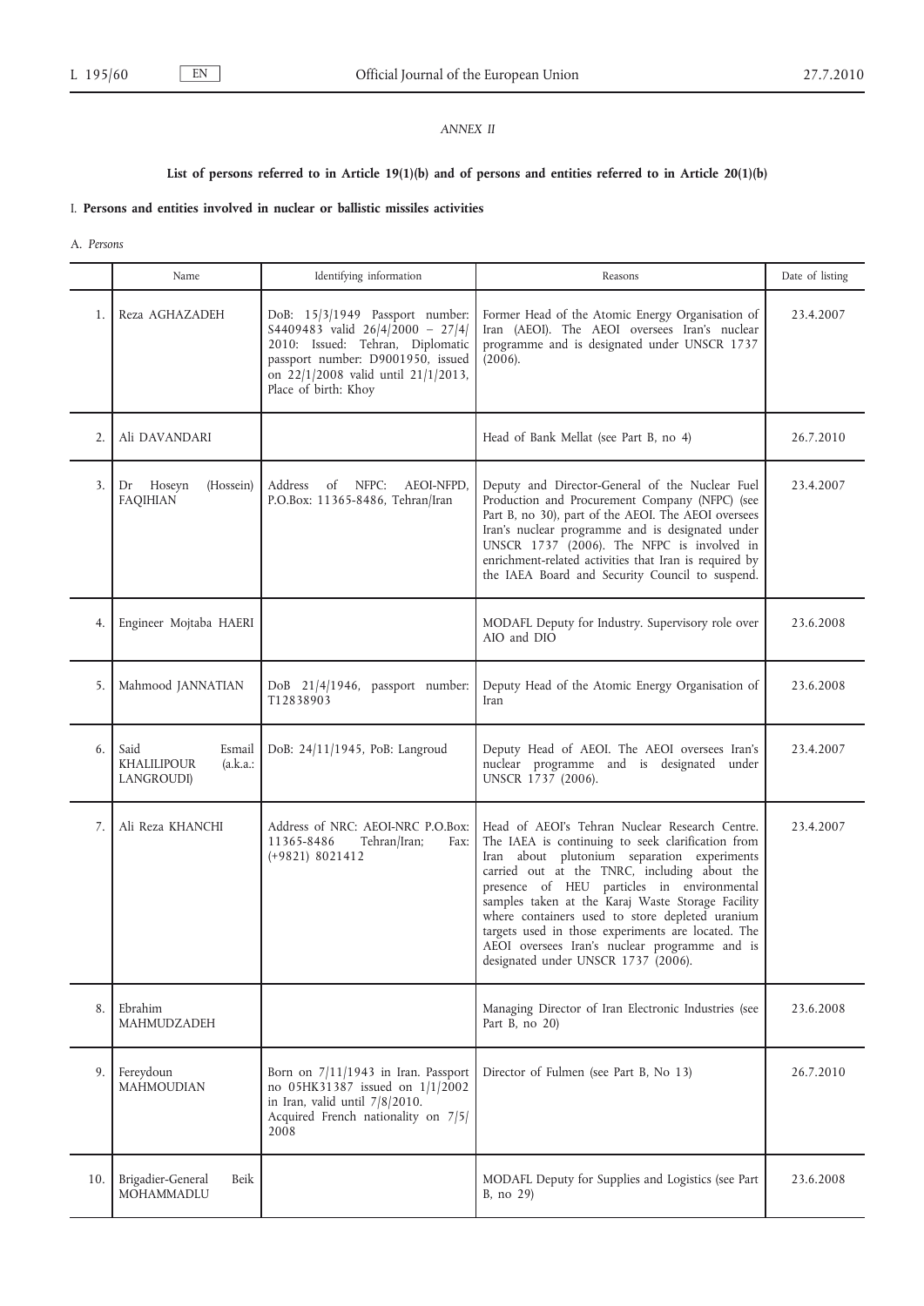*ANNEX II*

### List of persons referred to in Article 19(1)(b) and of persons and entities referred to in Article 20(1)(b)

I. **Persons and entities involved in nuclear or ballistic missiles activities**

A. *Persons*

| | Name | Identifying information | Reasons | Date of listing |
|---|---|---|---|---|
| 1. | Reza AGHAZADEH | DoB: 15/3/1949 Passport number: S4409483 valid 26/4/2000 – 27/4/2010: Issued: Tehran, Diplomatic passport number: D9001950, issued on 22/1/2008 valid until 21/1/2013, Place of birth: Khoy | Former Head of the Atomic Energy Organisation of Iran (AEOI). The AEOI oversees Iran's nuclear programme and is designated under UNSCR 1737 (2006). | 23.4.2007 |
| 2. | Ali DAVANDARI | | Head of Bank Mellat (see Part B, no 4) | 26.7.2010 |
| 3. | Dr Hoseyn (Hossein) FAQIHIAN | Address of NFPC: AEOI-NFPD, P.O.Box: 11365-8486, Tehran/Iran | Deputy and Director-General of the Nuclear Fuel Production and Procurement Company (NFPC) (see Part B, no 30), part of the AEOI. The AEOI oversees Iran's nuclear programme and is designated under UNSCR 1737 (2006). The NFPC is involved in enrichment-related activities that Iran is required by the IAEA Board and Security Council to suspend. | 23.4.2007 |
| 4. | Engineer Mojtaba HAERI | | MODAFL Deputy for Industry. Supervisory role over AIO and DIO | 23.6.2008 |
| 5. | Mahmood JANNATIAN | DoB 21/4/1946, passport number: T12838903 | Deputy Head of the Atomic Energy Organisation of Iran | 23.6.2008 |
| 6. | Said Esmail KHALILIPOUR (a.k.a.: LANGROUDI) | DoB: 24/11/1945, PoB: Langroud | Deputy Head of AEOI. The AEOI oversees Iran's nuclear programme and is designated under UNSCR 1737 (2006). | 23.4.2007 |
| 7. | Ali Reza KHANCHI | Address of NRC: AEOI-NRC P.O.Box: 11365-8486 Tehran/Iran; Fax: (+9821) 8021412 | Head of AEOI's Tehran Nuclear Research Centre. The IAEA is continuing to seek clarification from Iran about plutonium separation experiments carried out at the TNRC, including about the presence of HEU particles in environmental samples taken at the Karaj Waste Storage Facility where containers used to store depleted uranium targets used in those experiments are located. The AEOI oversees Iran's nuclear programme and is designated under UNSCR 1737 (2006). | 23.4.2007 |
| 8. | Ebrahim MAHMUDZADEH | | Managing Director of Iran Electronic Industries (see Part B, no 20) | 23.6.2008 |
| 9. | Fereydoun MAHMOUDIAN | Born on 7/11/1943 in Iran. Passport no 05HK31387 issued on 1/1/2002 in Iran, valid until 7/8/2010. Acquired French nationality on 7/5/2008 | Director of Fulmen (see Part B, No 13) | 26.7.2010 |
| 10. | Brigadier-General Beik MOHAMMADLU | | MODAFL Deputy for Supplies and Logistics (see Part B, no 29) | 23.6.2008 |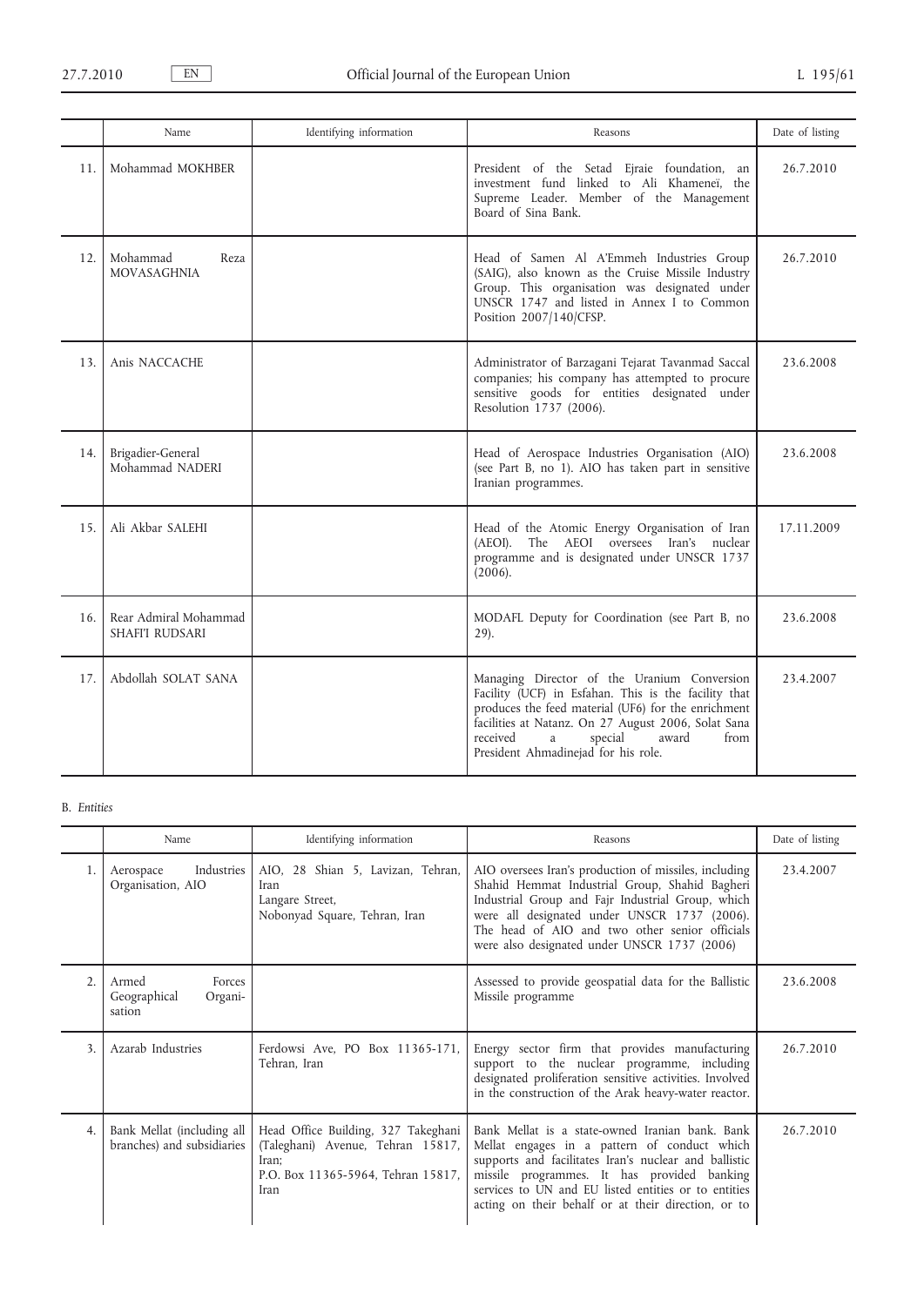| | Name | Identifying information | Reasons | Date of listing |
|---|---|---|---|---|
| 11. | Mohammad MOKHBER | | President of the Setad Ejraie foundation, an investment fund linked to Ali Khameneï, the Supreme Leader. Member of the Management Board of Sina Bank. | 26.7.2010 |
| 12. | Mohammad Reza MOVASAGHNIA | | Head of Samen Al A'Emmeh Industries Group (SAIG), also known as the Cruise Missile Industry Group. This organisation was designated under UNSCR 1747 and listed in Annex I to Common Position 2007/140/CFSP. | 26.7.2010 |
| 13. | Anis NACCACHE | | Administrator of Barzagani Tejarat Tavanmad Saccal companies; his company has attempted to procure sensitive goods for entities designated under Resolution 1737 (2006). | 23.6.2008 |
| 14. | Brigadier-General Mohammad NADERI | | Head of Aerospace Industries Organisation (AIO) (see Part B, no 1). AIO has taken part in sensitive Iranian programmes. | 23.6.2008 |
| 15. | Ali Akbar SALEHI | | Head of the Atomic Energy Organisation of Iran (AEOI). The AEOI oversees Iran's nuclear programme and is designated under UNSCR 1737 (2006). | 17.11.2009 |
| 16. | Rear Admiral Mohammad SHAFI'I RUDSARI | | MODAFL Deputy for Coordination (see Part B, no 29). | 23.6.2008 |
| 17. | Abdollah SOLAT SANA | | Managing Director of the Uranium Conversion Facility (UCF) in Esfahan. This is the facility that produces the feed material (UF6) for the enrichment facilities at Natanz. On 27 August 2006, Solat Sana received a special award from President Ahmadinejad for his role. | 23.4.2007 |

B. *Entities*

| | Name | Identifying information | Reasons | Date of listing |
|---|---|---|---|---|
| 1. | Aerospace Industries Organisation, AIO | AIO, 28 Shian 5, Lavizan, Tehran, Iran<br>Langare Street,<br>Nobonyad Square, Tehran, Iran | AIO oversees Iran's production of missiles, including Shahid Hemmat Industrial Group, Shahid Bagheri Industrial Group and Fajr Industrial Group, which were all designated under UNSCR 1737 (2006). The head of AIO and two other senior officials were also designated under UNSCR 1737 (2006) | 23.4.2007 |
| 2. | Armed Forces Geographical Organisation | | Assessed to provide geospatial data for the Ballistic Missile programme | 23.6.2008 |
| 3. | Azarab Industries | Ferdowsi Ave, PO Box 11365-171, Tehran, Iran | Energy sector firm that provides manufacturing support to the nuclear programme, including designated proliferation sensitive activities. Involved in the construction of the Arak heavy-water reactor. | 26.7.2010 |
| 4. | Bank Mellat (including all branches) and subsidiaries | Head Office Building, 327 Takeghani (Taleghani) Avenue, Tehran 15817, Iran;<br>P.O. Box 11365-5964, Tehran 15817, Iran | Bank Mellat is a state-owned Iranian bank. Bank Mellat engages in a pattern of conduct which supports and facilitates Iran's nuclear and ballistic missile programmes. It has provided banking services to UN and EU listed entities or to entities acting on their behalf or at their direction, or to | 26.7.2010 |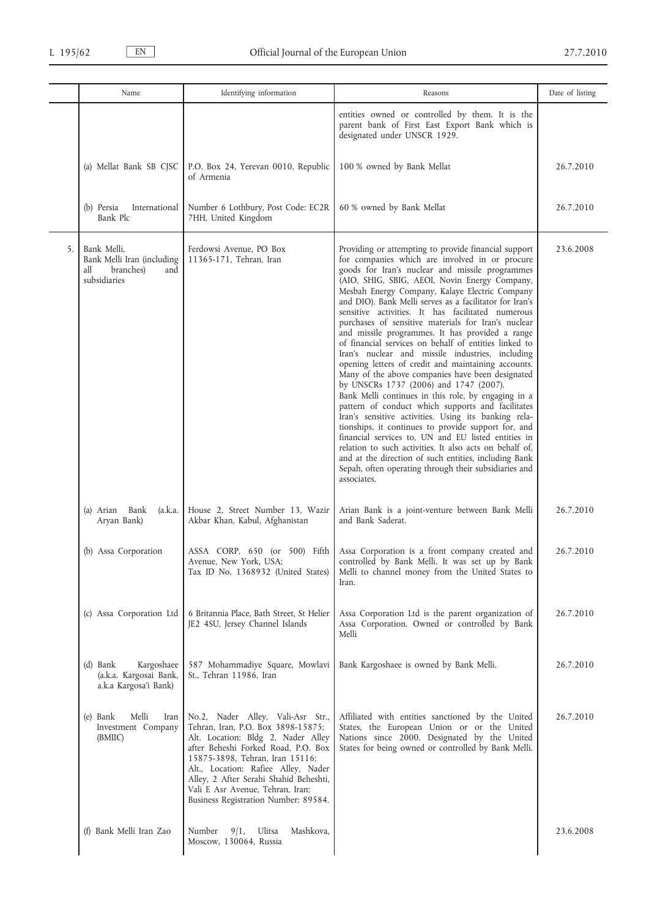| | Name | Identifying information | Reasons | Date of listing |
|---|---|---|---|---|
| | | | entities owned or controlled by them. It is the parent bank of First East Export Bank which is designated under UNSCR 1929. | |
| | (a) Mellat Bank SB CJSC | P.O. Box 24, Yerevan 0010, Republic of Armenia | 100 % owned by Bank Mellat | 26.7.2010 |
| | (b) Persia International Bank Plc | Number 6 Lothbury, Post Code: EC2R 7HH, United Kingdom | 60 % owned by Bank Mellat | 26.7.2010 |
| 5. | Bank Melli, Bank Melli Iran (including all branches) and subsidiaries | Ferdowsi Avenue, PO Box 11365-171, Tehran, Iran | Providing or attempting to provide financial support for companies which are involved in or procure goods for Iran's nuclear and missile programmes (AIO, SHIG, SBIG, AEOI, Novin Energy Company, Mesbah Energy Company, Kalaye Electric Company and DIO). Bank Melli serves as a facilitator for Iran's sensitive activities. It has facilitated numerous purchases of sensitive materials for Iran's nuclear and missile programmes. It has provided a range of financial services on behalf of entities linked to Iran's nuclear and missile industries, including opening letters of credit and maintaining accounts. Many of the above companies have been designated by UNSCRs 1737 (2006) and 1747 (2007). Bank Melli continues in this role, by engaging in a pattern of conduct which supports and facilitates Iran's sensitive activities. Using its banking relationships, it continues to provide support for, and financial services to, UN and EU listed entities in relation to such activities. It also acts on behalf of, and at the direction of such entities, including Bank Sepah, often operating through their subsidiaries and associates. | 23.6.2008 |
| | (a) Arian Bank (a.k.a. Aryan Bank) | House 2, Street Number 13, Wazir Akbar Khan, Kabul, Afghanistan | Arian Bank is a joint-venture between Bank Melli and Bank Saderat. | 26.7.2010 |
| | (b) Assa Corporation | ASSA CORP, 650 (or 500) Fifth Avenue, New York, USA; Tax ID No. 1368932 (United States) | Assa Corporation is a front company created and controlled by Bank Melli. It was set up by Bank Melli to channel money from the United States to Iran. | 26.7.2010 |
| | (c) Assa Corporation Ltd | 6 Britannia Place, Bath Street, St Helier JE2 4SU, Jersey Channel Islands | Assa Corporation Ltd is the parent organization of Assa Corporation. Owned or controlled by Bank Melli | 26.7.2010 |
| | (d) Bank Kargoshaee (a.k.a. Kargosai Bank, a.k.a Kargosa'i Bank) | 587 Mohammadiye Square, Mowlavi St., Tehran 11986, Iran | Bank Kargoshaee is owned by Bank Melli. | 26.7.2010 |
| | (e) Bank Melli Iran Investment Company (BMIIC) | No.2, Nader Alley, Vali-Asr Str., Tehran, Iran, P.O. Box 3898-15875; Alt. Location: Bldg 2, Nader Alley after Beheshi Forked Road, P.O. Box 15875-3898, Tehran, Iran 15116; Alt., Location: Rafiee Alley, Nader Alley, 2 After Serahi Shahid Beheshti, Vali E Asr Avenue, Tehran, Iran; Business Registration Number: 89584. | Affiliated with entities sanctioned by the United States, the European Union or or the United Nations since 2000. Designated by the United States for being owned or controlled by Bank Melli. | 26.7.2010 |
| | (f) Bank Melli Iran Zao | Number 9/1, Ulitsa Mashkova, Moscow, 130064, Russia | | 23.6.2008 |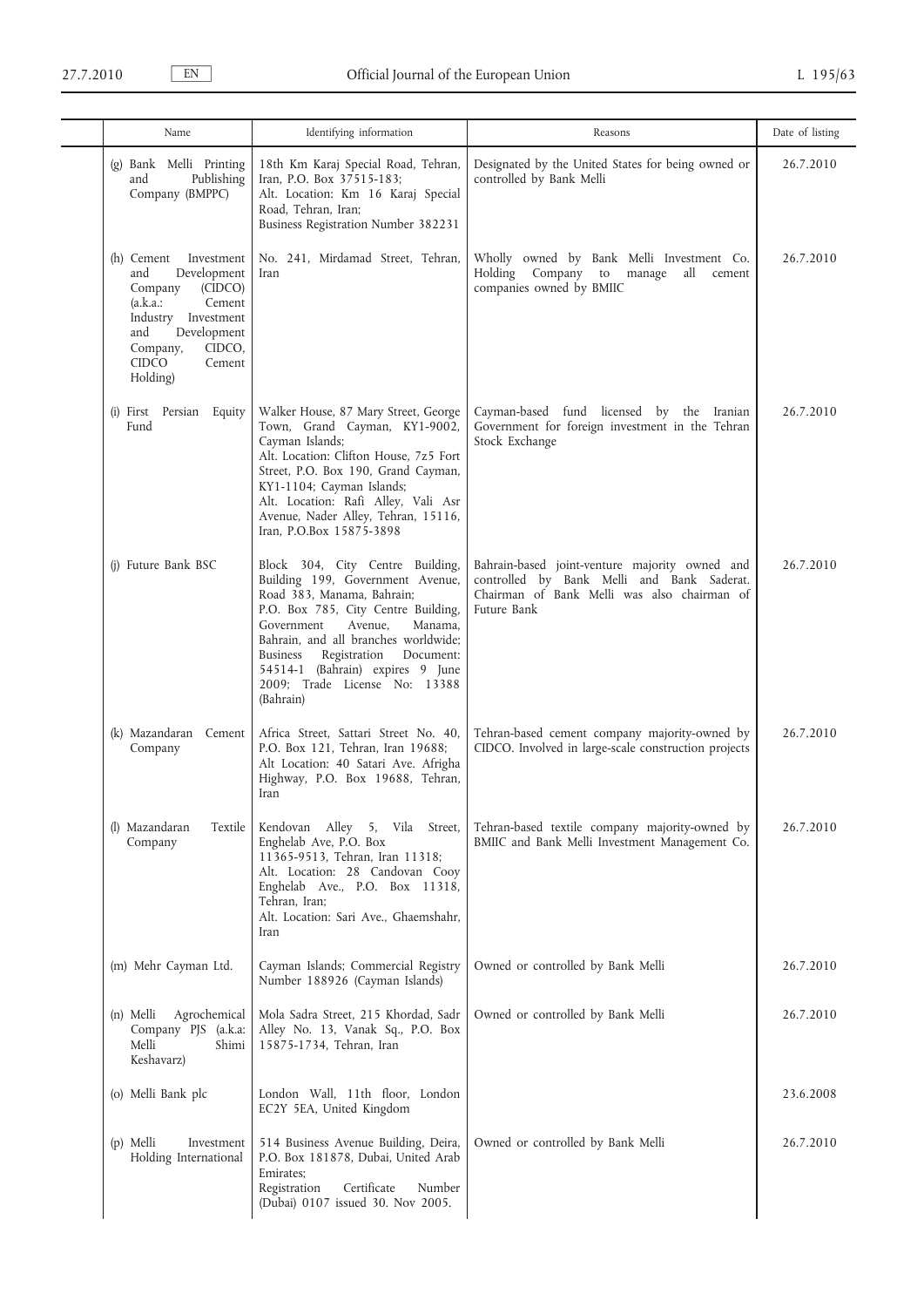| Name | Identifying information | Reasons | Date of listing |
|---|---|---|---|
| (g) Bank Melli Printing and Publishing Company (BMPPC) | 18th Km Karaj Special Road, Tehran, Iran, P.O. Box 37515-183; Alt. Location: Km 16 Karaj Special Road, Tehran, Iran; Business Registration Number 382231 | Designated by the United States for being owned or controlled by Bank Melli | 26.7.2010 |
| (h) Cement Investment and Development Company (CIDCO) (a.k.a.: Cement Industry Investment and Development Company, CIDCO, CIDCO Cement Holding) | No. 241, Mirdamad Street, Tehran, Iran | Wholly owned by Bank Melli Investment Co. Holding Company to manage all cement companies owned by BMIIC | 26.7.2010 |
| (i) First Persian Equity Fund | Walker House, 87 Mary Street, George Town, Grand Cayman, KY1-9002, Cayman Islands; Alt. Location: Clifton House, 7z5 Fort Street, P.O. Box 190, Grand Cayman, KY1-1104; Cayman Islands; Alt. Location: Rafi Alley, Vali Asr Avenue, Nader Alley, Tehran, 15116, Iran, P.O.Box 15875-3898 | Cayman-based fund licensed by the Iranian Government for foreign investment in the Tehran Stock Exchange | 26.7.2010 |
| (j) Future Bank BSC | Block 304, City Centre Building, Building 199, Government Avenue, Road 383, Manama, Bahrain; P.O. Box 785, City Centre Building, Government Avenue, Manama, Bahrain, and all branches worldwide; Business Registration Document: 54514-1 (Bahrain) expires 9 June 2009; Trade License No: 13388 (Bahrain) | Bahrain-based joint-venture majority owned and controlled by Bank Melli and Bank Saderat. Chairman of Bank Melli was also chairman of Future Bank | 26.7.2010 |
| (k) Mazandaran Cement Company | Africa Street, Sattari Street No. 40, P.O. Box 121, Tehran, Iran 19688; Alt Location: 40 Satari Ave. Afrigha Highway, P.O. Box 19688, Tehran, Iran | Tehran-based cement company majority-owned by CIDCO. Involved in large-scale construction projects | 26.7.2010 |
| (l) Mazandaran Textile Company | Kendovan Alley 5, Vila Street, Enghelab Ave, P.O. Box 11365-9513, Tehran, Iran 11318; Alt. Location: 28 Candovan Cooy Enghelab Ave., P.O. Box 11318, Tehran, Iran; Alt. Location: Sari Ave., Ghaemshahr, Iran | Tehran-based textile company majority-owned by BMIIC and Bank Melli Investment Management Co. | 26.7.2010 |
| (m) Mehr Cayman Ltd. | Cayman Islands; Commercial Registry Number 188926 (Cayman Islands) | Owned or controlled by Bank Melli | 26.7.2010 |
| (n) Melli Agrochemical Company PJS (a.k.a: Melli Shimi Keshavarz) | Mola Sadra Street, 215 Khordad, Sadr Alley No. 13, Vanak Sq., P.O. Box 15875-1734, Tehran, Iran | Owned or controlled by Bank Melli | 26.7.2010 |
| (o) Melli Bank plc | London Wall, 11th floor, London EC2Y 5EA, United Kingdom | | 23.6.2008 |
| (p) Melli Investment Holding International | 514 Business Avenue Building, Deira, P.O. Box 181878, Dubai, United Arab Emirates; Registration Certificate Number (Dubai) 0107 issued 30. Nov 2005. | Owned or controlled by Bank Melli | 26.7.2010 |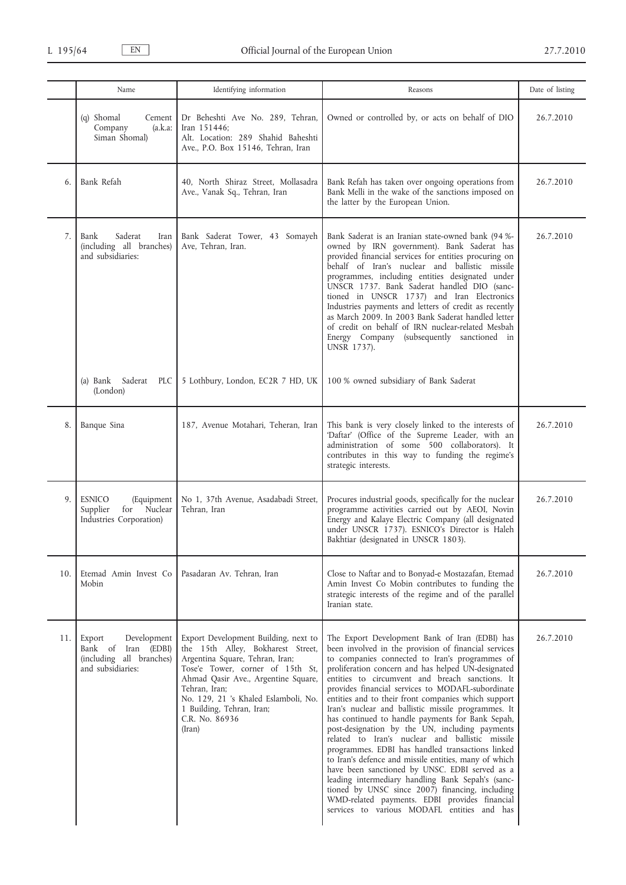| | Name | Identifying information | Reasons | Date of listing |
|---|---|---|---|---|
| | (q) Shomal Cement Company (a.k.a: Siman Shomal) | Dr Beheshti Ave No. 289, Tehran, Iran 151446;<br>Alt. Location: 289 Shahid Baheshti Ave., P.O. Box 15146, Tehran, Iran | Owned or controlled by, or acts on behalf of DIO | 26.7.2010 |
| 6. | Bank Refah | 40, North Shiraz Street, Mollasadra Ave., Vanak Sq., Tehran, Iran | Bank Refah has taken over ongoing operations from Bank Melli in the wake of the sanctions imposed on the latter by the European Union. | 26.7.2010 |
| 7. | Bank Saderat Iran (including all branches) and subsidiaries: | Bank Saderat Tower, 43 Somayeh Ave, Tehran, Iran. | Bank Saderat is an Iranian state-owned bank (94 %-owned by IRN government). Bank Saderat has provided financial services for entities procuring on behalf of Iran's nuclear and ballistic missile programmes, including entities designated under UNSCR 1737. Bank Saderat handled DIO (sanctioned in UNSCR 1737) and Iran Electronics Industries payments and letters of credit as recently as March 2009. In 2003 Bank Saderat handled letter of credit on behalf of IRN nuclear-related Mesbah Energy Company (subsequently sanctioned in UNSR 1737). | 26.7.2010 |
| | (a) Bank Saderat PLC (London) | 5 Lothbury, London, EC2R 7 HD, UK | 100 % owned subsidiary of Bank Saderat | |
| 8. | Banque Sina | 187, Avenue Motahari, Teheran, Iran | This bank is very closely linked to the interests of 'Daftar' (Office of the Supreme Leader, with an administration of some 500 collaborators). It contributes in this way to funding the regime's strategic interests. | 26.7.2010 |
| 9. | ESNICO (Equipment Supplier for Nuclear Industries Corporation) | No 1, 37th Avenue, Asadabadi Street, Tehran, Iran | Procures industrial goods, specifically for the nuclear programme activities carried out by AEOI, Novin Energy and Kalaye Electric Company (all designated under UNSCR 1737). ESNICO's Director is Haleh Bakhtiar (designated in UNSCR 1803). | 26.7.2010 |
| 10. | Etemad Amin Invest Co Mobin | Pasadaran Av. Tehran, Iran | Close to Naftar and to Bonyad-e Mostazafan, Etemad Amin Invest Co Mobin contributes to funding the strategic interests of the regime and of the parallel Iranian state. | 26.7.2010 |
| 11. | Export Development Bank of Iran (EDBI) (including all branches) and subsidiaries: | Export Development Building, next to the 15th Alley, Bokharest Street, Argentina Square, Tehran, Iran;<br>Tose'e Tower, corner of 15th St, Ahmad Qasir Ave., Argentine Square, Tehran, Iran;<br>No. 129, 21 's Khaled Eslamboli, No. 1 Building, Tehran, Iran;<br>C.R. No. 86936<br>(Iran) | The Export Development Bank of Iran (EDBI) has been involved in the provision of financial services to companies connected to Iran's programmes of proliferation concern and has helped UN-designated entities to circumvent and breach sanctions. It provides financial services to MODAFL-subordinate entities and to their front companies which support Iran's nuclear and ballistic missile programmes. It has continued to handle payments for Bank Sepah, post-designation by the UN, including payments related to Iran's nuclear and ballistic missile programmes. EDBI has handled transactions linked to Iran's defence and missile entities, many of which have been sanctioned by UNSC. EDBI served as a leading intermediary handling Bank Sepah's (sanctioned by UNSC since 2007) financing, including WMD-related payments. EDBI provides financial services to various MODAFL entities and has | 26.7.2010 |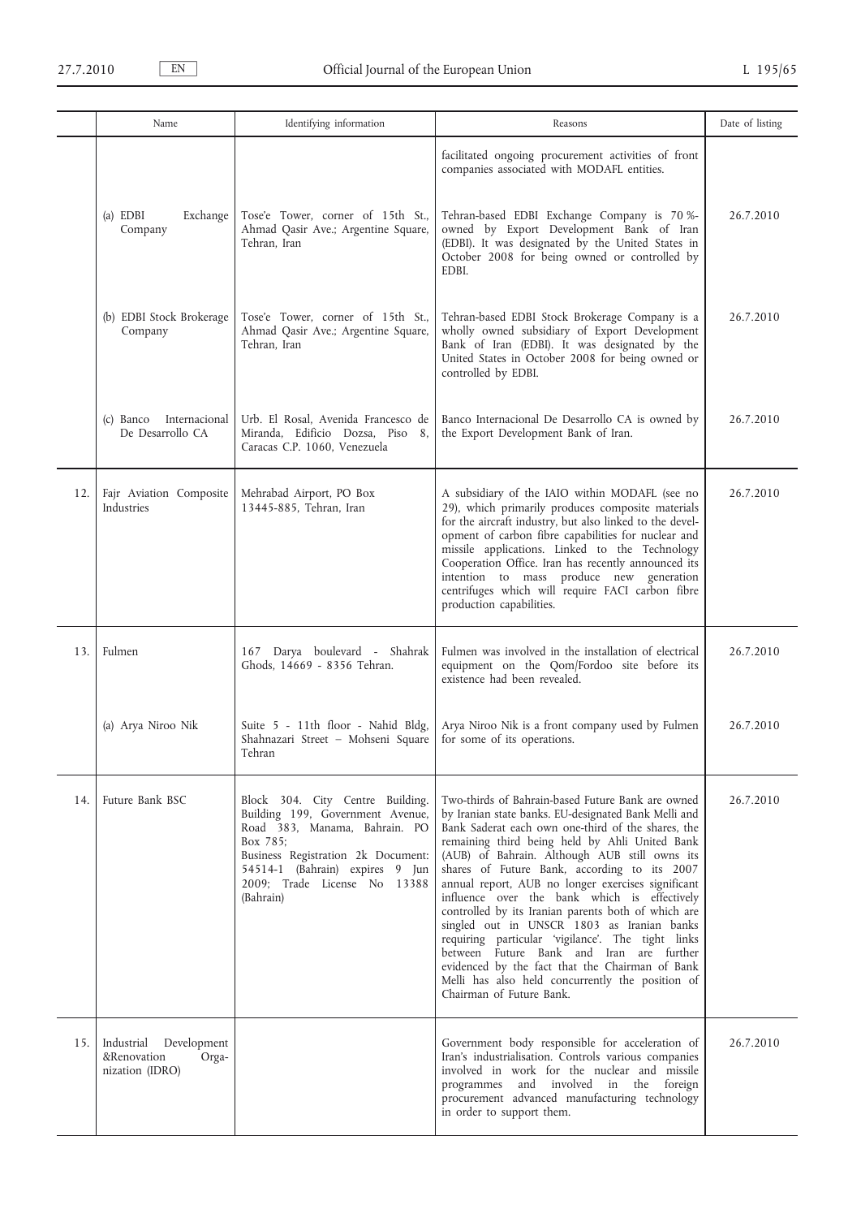| | Name | Identifying information | Reasons | Date of listing |
|---|---|---|---|---|
| | | | facilitated ongoing procurement activities of front companies associated with MODAFL entities. | |
| | (a) EDBI Exchange Company | Tose'e Tower, corner of 15th St., Ahmad Qasir Ave.; Argentine Square, Tehran, Iran | Tehran-based EDBI Exchange Company is 70 %-owned by Export Development Bank of Iran (EDBI). It was designated by the United States in October 2008 for being owned or controlled by EDBI. | 26.7.2010 |
| | (b) EDBI Stock Brokerage Company | Tose'e Tower, corner of 15th St., Ahmad Qasir Ave.; Argentine Square, Tehran, Iran | Tehran-based EDBI Stock Brokerage Company is a wholly owned subsidiary of Export Development Bank of Iran (EDBI). It was designated by the United States in October 2008 for being owned or controlled by EDBI. | 26.7.2010 |
| | (c) Banco Internacional De Desarrollo CA | Urb. El Rosal, Avenida Francesco de Miranda, Edificio Dozsa, Piso 8, Caracas C.P. 1060, Venezuela | Banco Internacional De Desarrollo CA is owned by the Export Development Bank of Iran. | 26.7.2010 |
| 12. | Fajr Aviation Composite Industries | Mehrabad Airport, PO Box 13445-885, Tehran, Iran | A subsidiary of the IAIO within MODAFL (see no 29), which primarily produces composite materials for the aircraft industry, but also linked to the development of carbon fibre capabilities for nuclear and missile applications. Linked to the Technology Cooperation Office. Iran has recently announced its intention to mass produce new generation centrifuges which will require FACI carbon fibre production capabilities. | 26.7.2010 |
| 13. | Fulmen | 167 Darya boulevard - Shahrak Ghods, 14669 - 8356 Tehran. | Fulmen was involved in the installation of electrical equipment on the Qom/Fordoo site before its existence had been revealed. | 26.7.2010 |
| | (a) Arya Niroo Nik | Suite 5 - 11th floor - Nahid Bldg, Shahnazari Street – Mohseni Square Tehran | Arya Niroo Nik is a front company used by Fulmen for some of its operations. | 26.7.2010 |
| 14. | Future Bank BSC | Block 304. City Centre Building. Building 199, Government Avenue, Road 383, Manama, Bahrain. PO Box 785; Business Registration 2k Document: 54514-1 (Bahrain) expires 9 Jun 2009; Trade License No 13388 (Bahrain) | Two-thirds of Bahrain-based Future Bank are owned by Iranian state banks. EU-designated Bank Melli and Bank Saderat each own one-third of the shares, the remaining third being held by Ahli United Bank (AUB) of Bahrain. Although AUB still owns its shares of Future Bank, according to its 2007 annual report, AUB no longer exercises significant influence over the bank which is effectively controlled by its Iranian parents both of which are singled out in UNSCR 1803 as Iranian banks requiring particular 'vigilance'. The tight links between Future Bank and Iran are further evidenced by the fact that the Chairman of Bank Melli has also held concurrently the position of Chairman of Future Bank. | 26.7.2010 |
| 15. | Industrial Development &Renovation Organization (IDRO) | | Government body responsible for acceleration of Iran's industrialisation. Controls various companies involved in work for the nuclear and missile programmes and involved in the foreign procurement advanced manufacturing technology in order to support them. | 26.7.2010 |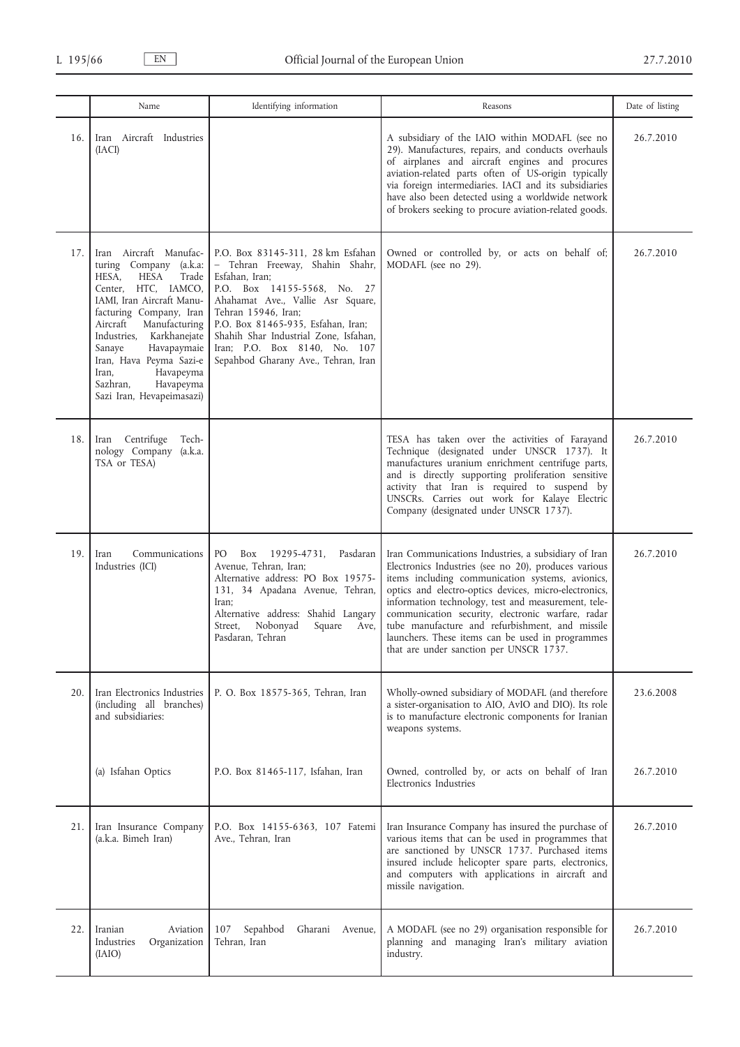| | Name | Identifying information | Reasons | Date of listing |
|---|---|---|---|---|
| 16. | Iran Aircraft Industries (IACI) | | A subsidiary of the IAIO within MODAFL (see no 29). Manufactures, repairs, and conducts overhauls of airplanes and aircraft engines and procures aviation-related parts often of US-origin typically via foreign intermediaries. IACI and its subsidiaries have also been detected using a worldwide network of brokers seeking to procure aviation-related goods. | 26.7.2010 |
| 17. | Iran Aircraft Manufacturing Company (a.k.a: HESA, HESA Trade Center, HTC, IAMCO, IAMI, Iran Aircraft Manufacturing Company, Iran Aircraft Manufacturing Industries, Karkhanejate Sanaye Havapaymaie Iran, Hava Peyma Sazi-e Iran, Havapeyma Sazhran, Havapeyma Sazi Iran, Hevapeimasazi) | P.O. Box 83145-311, 28 km Esfahan – Tehran Freeway, Shahin Shahr, Esfahan, Iran; P.O. Box 14155-5568, No. 27 Ahahamat Ave., Vallie Asr Square, Tehran 15946, Iran; P.O. Box 81465-935, Esfahan, Iran; Shahih Shar Industrial Zone, Isfahan, Iran; P.O. Box 8140, No. 107 Sepahbod Gharany Ave., Tehran, Iran | Owned or controlled by, or acts on behalf of; MODAFL (see no 29). | 26.7.2010 |
| 18. | Iran Centrifuge Technology Company (a.k.a. TSA or TESA) | | TESA has taken over the activities of Farayand Technique (designated under UNSCR 1737). It manufactures uranium enrichment centrifuge parts, and is directly supporting proliferation sensitive activity that Iran is required to suspend by UNSCRs. Carries out work for Kalaye Electric Company (designated under UNSCR 1737). | 26.7.2010 |
| 19. | Iran Communications Industries (ICI) | PO Box 19295-4731, Pasdaran Avenue, Tehran, Iran;<br>Alternative address: PO Box 19575-131, 34 Apadana Avenue, Tehran, Iran;<br>Alternative address: Shahid Langary Street, Nobonyad Square Ave, Pasdaran, Tehran | Iran Communications Industries, a subsidiary of Iran Electronics Industries (see no 20), produces various items including communication systems, avionics, optics and electro-optics devices, micro-electronics, information technology, test and measurement, telecommunication security, electronic warfare, radar tube manufacture and refurbishment, and missile launchers. These items can be used in programmes that are under sanction per UNSCR 1737. | 26.7.2010 |
| 20. | Iran Electronics Industries (including all branches) and subsidiaries: | P. O. Box 18575-365, Tehran, Iran | Wholly-owned subsidiary of MODAFL (and therefore a sister-organisation to AIO, AvIO and DIO). Its role is to manufacture electronic components for Iranian weapons systems. | 23.6.2008 |
| | (a) Isfahan Optics | P.O. Box 81465-117, Isfahan, Iran | Owned, controlled by, or acts on behalf of Iran Electronics Industries | 26.7.2010 |
| 21. | Iran Insurance Company (a.k.a. Bimeh Iran) | P.O. Box 14155-6363, 107 Fatemi Ave., Tehran, Iran | Iran Insurance Company has insured the purchase of various items that can be used in programmes that are sanctioned by UNSCR 1737. Purchased items insured include helicopter spare parts, electronics, and computers with applications in aircraft and missile navigation. | 26.7.2010 |
| 22. | Iranian Aviation Industries Organization (IAIO) | 107 Sepahbod Gharani Avenue, Tehran, Iran | A MODAFL (see no 29) organisation responsible for planning and managing Iran's military aviation industry. | 26.7.2010 |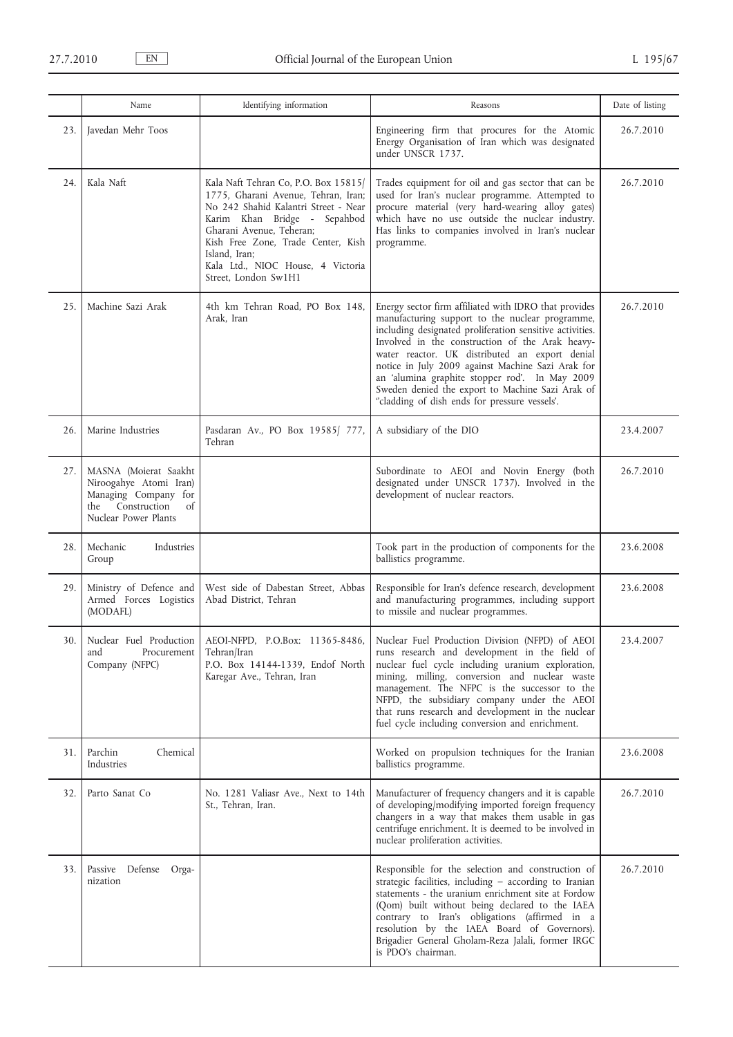| | Name | Identifying information | Reasons | Date of listing |
|---|---|---|---|---|
| 23. | Javedan Mehr Toos | | Engineering firm that procures for the Atomic Energy Organisation of Iran which was designated under UNSCR 1737. | 26.7.2010 |
| 24. | Kala Naft | Kala Naft Tehran Co, P.O. Box 15815/ 1775, Gharani Avenue, Tehran, Iran; No 242 Shahid Kalantri Street - Near Karim Khan Bridge - Sepahbod Gharani Avenue, Teheran; Kish Free Zone, Trade Center, Kish Island, Iran; Kala Ltd., NIOC House, 4 Victoria Street, London Sw1H1 | Trades equipment for oil and gas sector that can be used for Iran's nuclear programme. Attempted to procure material (very hard-wearing alloy gates) which have no use outside the nuclear industry. Has links to companies involved in Iran's nuclear programme. | 26.7.2010 |
| 25. | Machine Sazi Arak | 4th km Tehran Road, PO Box 148, Arak, Iran | Energy sector firm affiliated with IDRO that provides manufacturing support to the nuclear programme, including designated proliferation sensitive activities. Involved in the construction of the Arak heavy-water reactor. UK distributed an export denial notice in July 2009 against Machine Sazi Arak for an 'alumina graphite stopper rod'. In May 2009 Sweden denied the export to Machine Sazi Arak of "cladding of dish ends for pressure vessels'. | 26.7.2010 |
| 26. | Marine Industries | Pasdaran Av., PO Box 19585/ 777, Tehran | A subsidiary of the DIO | 23.4.2007 |
| 27. | MASNA (Moierat Saakht Niroogahye Atomi Iran) Managing Company for the Construction of Nuclear Power Plants | | Subordinate to AEOI and Novin Energy (both designated under UNSCR 1737). Involved in the development of nuclear reactors. | 26.7.2010 |
| 28. | Mechanic Industries Group | | Took part in the production of components for the ballistics programme. | 23.6.2008 |
| 29. | Ministry of Defence and Armed Forces Logistics (MODAFL) | West side of Dabestan Street, Abbas Abad District, Tehran | Responsible for Iran's defence research, development and manufacturing programmes, including support to missile and nuclear programmes. | 23.6.2008 |
| 30. | Nuclear Fuel Production and Procurement Company (NFPC) | AEOI-NFPD, P.O.Box: 11365-8486, Tehran/Iran<br>P.O. Box 14144-1339, Endof North Karegar Ave., Tehran, Iran | Nuclear Fuel Production Division (NFPD) of AEOI runs research and development in the field of nuclear fuel cycle including uranium exploration, mining, milling, conversion and nuclear waste management. The NFPC is the successor to the NFPD, the subsidiary company under the AEOI that runs research and development in the nuclear fuel cycle including conversion and enrichment. | 23.4.2007 |
| 31. | Parchin Chemical Industries | | Worked on propulsion techniques for the Iranian ballistics programme. | 23.6.2008 |
| 32. | Parto Sanat Co | No. 1281 Valiasr Ave., Next to 14th St., Tehran, Iran. | Manufacturer of frequency changers and it is capable of developing/modifying imported foreign frequency changers in a way that makes them usable in gas centrifuge enrichment. It is deemed to be involved in nuclear proliferation activities. | 26.7.2010 |
| 33. | Passive Defense Organization | | Responsible for the selection and construction of strategic facilities, including – according to Iranian statements - the uranium enrichment site at Fordow (Qom) built without being declared to the IAEA contrary to Iran's obligations (affirmed in a resolution by the IAEA Board of Governors). Brigadier General Gholam-Reza Jalali, former IRGC is PDO's chairman. | 26.7.2010 |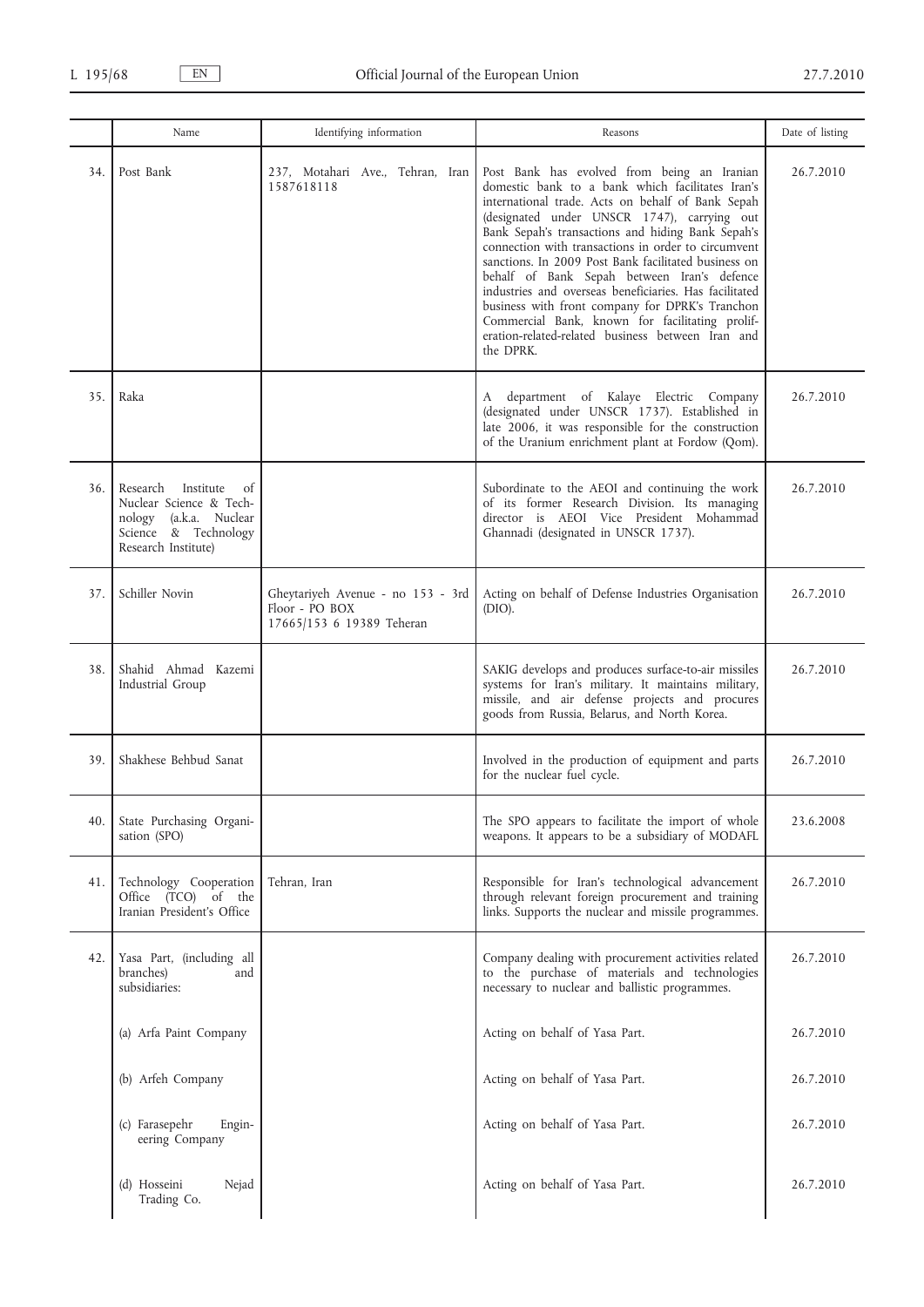|  | Name | Identifying information | Reasons | Date of listing |
|---|---|---|---|---|
| 34. | Post Bank | 237, Motahari Ave., Tehran, Iran 1587618118 | Post Bank has evolved from being an Iranian domestic bank to a bank which facilitates Iran's international trade. Acts on behalf of Bank Sepah (designated under UNSCR 1747), carrying out Bank Sepah's transactions and hiding Bank Sepah's connection with transactions in order to circumvent sanctions. In 2009 Post Bank facilitated business on behalf of Bank Sepah between Iran's defence industries and overseas beneficiaries. Has facilitated business with front company for DPRK's Tranchon Commercial Bank, known for facilitating proliferation-related-related business between Iran and the DPRK. | 26.7.2010 |
| 35. | Raka |  | A department of Kalaye Electric Company (designated under UNSCR 1737). Established in late 2006, it was responsible for the construction of the Uranium enrichment plant at Fordow (Qom). | 26.7.2010 |
| 36. | Research Institute of Nuclear Science & Technology (a.k.a. Nuclear Science & Technology Research Institute) |  | Subordinate to the AEOI and continuing the work of its former Research Division. Its managing director is AEOI Vice President Mohammad Ghannadi (designated in UNSCR 1737). | 26.7.2010 |
| 37. | Schiller Novin | Gheytariyeh Avenue - no 153 - 3rd Floor - PO BOX 17665/153 6 19389 Teheran | Acting on behalf of Defense Industries Organisation (DIO). | 26.7.2010 |
| 38. | Shahid Ahmad Kazemi Industrial Group |  | SAKIG develops and produces surface-to-air missiles systems for Iran's military. It maintains military, missile, and air defense projects and procures goods from Russia, Belarus, and North Korea. | 26.7.2010 |
| 39. | Shakhese Behbud Sanat |  | Involved in the production of equipment and parts for the nuclear fuel cycle. | 26.7.2010 |
| 40. | State Purchasing Organisation (SPO) |  | The SPO appears to facilitate the import of whole weapons. It appears to be a subsidiary of MODAFL | 23.6.2008 |
| 41. | Technology Cooperation Office (TCO) of the Iranian President's Office | Tehran, Iran | Responsible for Iran's technological advancement through relevant foreign procurement and training links. Supports the nuclear and missile programmes. | 26.7.2010 |
| 42. | Yasa Part, (including all branches) and subsidiaries: |  | Company dealing with procurement activities related to the purchase of materials and technologies necessary to nuclear and ballistic programmes. | 26.7.2010 |
|  | (a) Arfa Paint Company |  | Acting on behalf of Yasa Part. | 26.7.2010 |
|  | (b) Arfeh Company |  | Acting on behalf of Yasa Part. | 26.7.2010 |
|  | (c) Farasepehr Engineering Company |  | Acting on behalf of Yasa Part. | 26.7.2010 |
|  | (d) Hosseini Nejad Trading Co. |  | Acting on behalf of Yasa Part. | 26.7.2010 |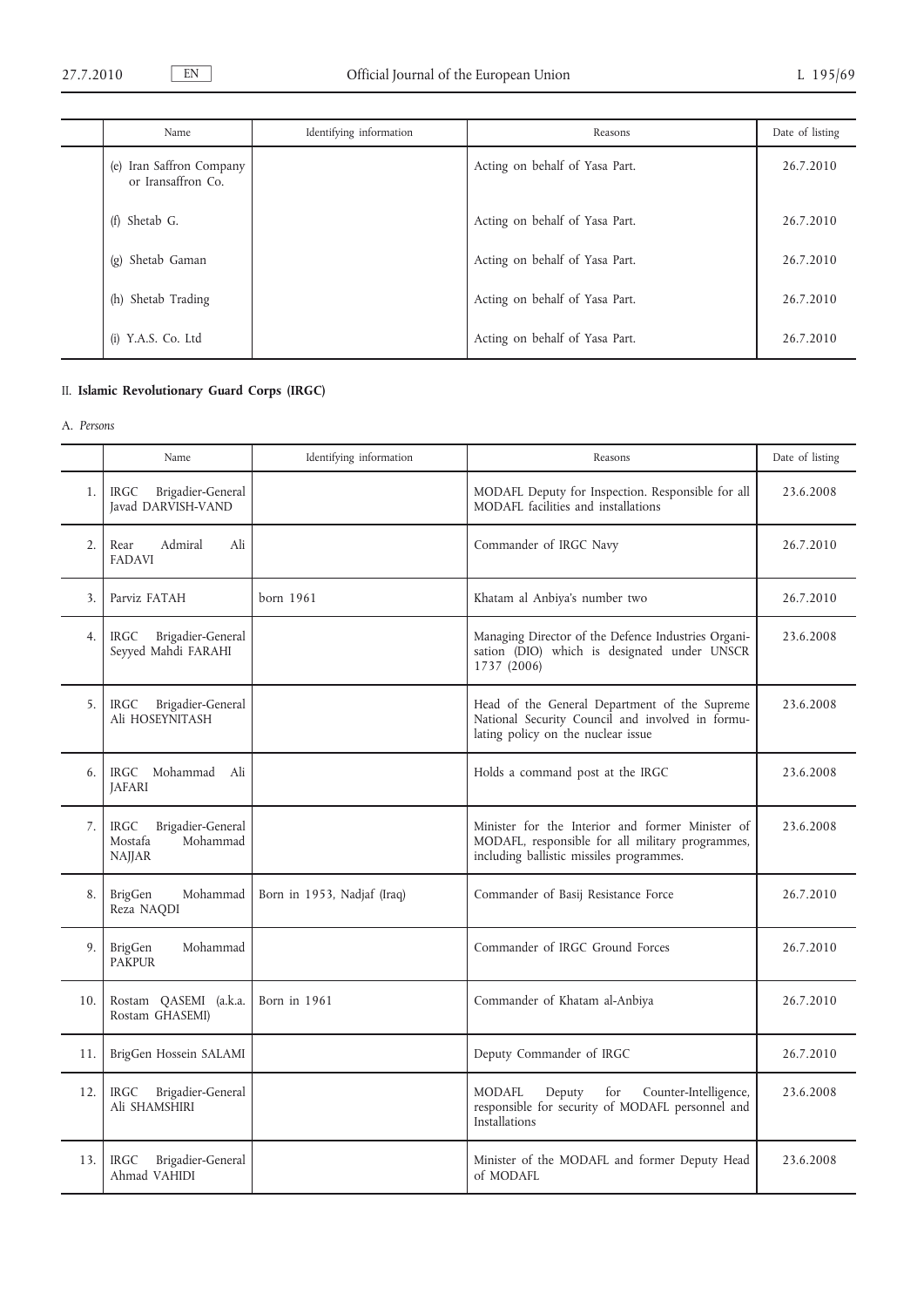|  | Name | Identifying information | Reasons | Date of listing |
|---|---|---|---|---|
|  | (e) Iran Saffron Company or Iransaffron Co. |  | Acting on behalf of Yasa Part. | 26.7.2010 |
|  | (f) Shetab G. |  | Acting on behalf of Yasa Part. | 26.7.2010 |
|  | (g) Shetab Gaman |  | Acting on behalf of Yasa Part. | 26.7.2010 |
|  | (h) Shetab Trading |  | Acting on behalf of Yasa Part. | 26.7.2010 |
|  | (i) Y.A.S. Co. Ltd |  | Acting on behalf of Yasa Part. | 26.7.2010 |

II. **Islamic Revolutionary Guard Corps (IRGC)**

A. *Persons*

|  | Name | Identifying information | Reasons | Date of listing |
|---|---|---|---|---|
| 1. | IRGC Brigadier-General Javad DARVISH-VAND |  | MODAFL Deputy for Inspection. Responsible for all MODAFL facilities and installations | 23.6.2008 |
| 2. | Rear Admiral Ali FADAVI |  | Commander of IRGC Navy | 26.7.2010 |
| 3. | Parviz FATAH | born 1961 | Khatam al Anbiya's number two | 26.7.2010 |
| 4. | IRGC Brigadier-General Seyyed Mahdi FARAHI |  | Managing Director of the Defence Industries Organisation (DIO) which is designated under UNSCR 1737 (2006) | 23.6.2008 |
| 5. | IRGC Brigadier-General Ali HOSEYNITASH |  | Head of the General Department of the Supreme National Security Council and involved in formulating policy on the nuclear issue | 23.6.2008 |
| 6. | IRGC Mohammad Ali JAFARI |  | Holds a command post at the IRGC | 23.6.2008 |
| 7. | IRGC Brigadier-General Mostafa Mohammad NAJJAR |  | Minister for the Interior and former Minister of MODAFL, responsible for all military programmes, including ballistic missiles programmes. | 23.6.2008 |
| 8. | BrigGen Mohammad Reza NAQDI | Born in 1953, Nadjaf (Iraq) | Commander of Basij Resistance Force | 26.7.2010 |
| 9. | BrigGen Mohammad PAKPUR |  | Commander of IRGC Ground Forces | 26.7.2010 |
| 10. | Rostam QASEMI (a.k.a. Rostam GHASEMI) | Born in 1961 | Commander of Khatam al-Anbiya | 26.7.2010 |
| 11. | BrigGen Hossein SALAMI |  | Deputy Commander of IRGC | 26.7.2010 |
| 12. | IRGC Brigadier-General Ali SHAMSHIRI |  | MODAFL Deputy for Counter-Intelligence, responsible for security of MODAFL personnel and Installations | 23.6.2008 |
| 13. | IRGC Brigadier-General Ahmad VAHIDI |  | Minister of the MODAFL and former Deputy Head of MODAFL | 23.6.2008 |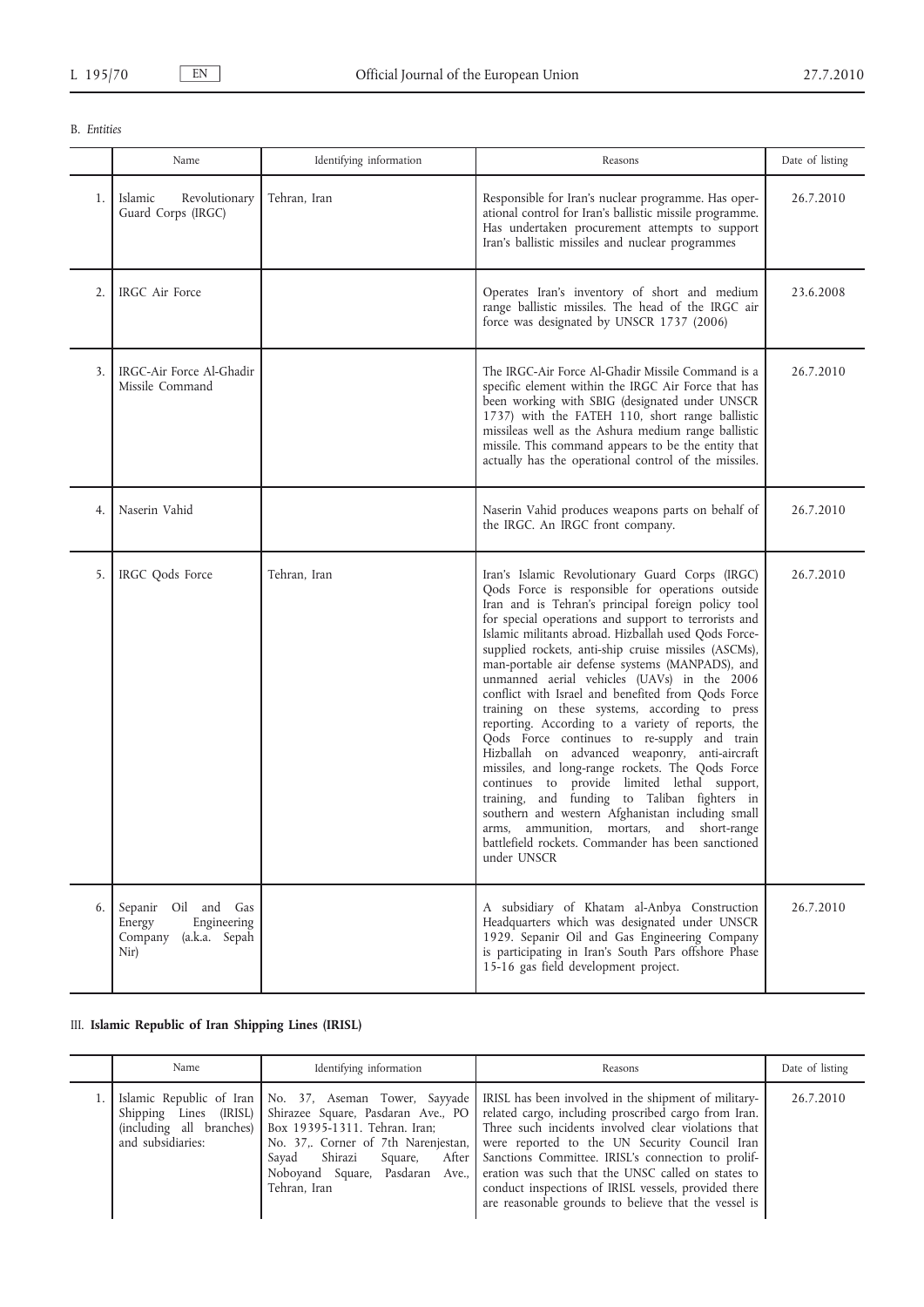B. *Entities*

| | Name | Identifying information | Reasons | Date of listing |
|---|---|---|---|---|
| 1. | Islamic Revolutionary Guard Corps (IRGC) | Tehran, Iran | Responsible for Iran's nuclear programme. Has operational control for Iran's ballistic missile programme. Has undertaken procurement attempts to support Iran's ballistic missiles and nuclear programmes | 26.7.2010 |
| 2. | IRGC Air Force | | Operates Iran's inventory of short and medium range ballistic missiles. The head of the IRGC air force was designated by UNSCR 1737 (2006) | 23.6.2008 |
| 3. | IRGC-Air Force Al-Ghadir Missile Command | | The IRGC-Air Force Al-Ghadir Missile Command is a specific element within the IRGC Air Force that has been working with SBIG (designated under UNSCR 1737) with the FATEH 110, short range ballistic missileas well as the Ashura medium range ballistic missile. This command appears to be the entity that actually has the operational control of the missiles. | 26.7.2010 |
| 4. | Naserin Vahid | | Naserin Vahid produces weapons parts on behalf of the IRGC. An IRGC front company. | 26.7.2010 |
| 5. | IRGC Qods Force | Tehran, Iran | Iran's Islamic Revolutionary Guard Corps (IRGC) Qods Force is responsible for operations outside Iran and is Tehran's principal foreign policy tool for special operations and support to terrorists and Islamic militants abroad. Hizballah used Qods Force-supplied rockets, anti-ship cruise missiles (ASCMs), man-portable air defense systems (MANPADS), and unmanned aerial vehicles (UAVs) in the 2006 conflict with Israel and benefited from Qods Force training on these systems, according to press reporting. According to a variety of reports, the Qods Force continues to re-supply and train Hizballah on advanced weaponry, anti-aircraft missiles, and long-range rockets. The Qods Force continues to provide limited lethal support, training, and funding to Taliban fighters in southern and western Afghanistan including small arms, ammunition, mortars, and short-range battlefield rockets. Commander has been sanctioned under UNSCR | 26.7.2010 |
| 6. | Sepanir Oil and Gas Energy Engineering Company (a.k.a. Sepah Nir) | | A subsidiary of Khatam al-Anbya Construction Headquarters which was designated under UNSCR 1929. Sepanir Oil and Gas Engineering Company is participating in Iran's South Pars offshore Phase 15-16 gas field development project. | 26.7.2010 |

### III. **Islamic Republic of Iran Shipping Lines (IRISL)**

| | Name | Identifying information | Reasons | Date of listing |
|---|---|---|---|---|
| 1. | Islamic Republic of Iran Shipping Lines (IRISL) (including all branches) and subsidiaries: | No. 37, Aseman Tower, Sayyade Shirazee Square, Pasdaran Ave., PO Box 19395-1311. Tehran. Iran; No. 37,. Corner of 7th Narenjestan, Sayad Shirazi Square, After Noboyand Square, Pasdaran Ave., Tehran, Iran | IRISL has been involved in the shipment of military-related cargo, including proscribed cargo from Iran. Three such incidents involved clear violations that were reported to the UN Security Council Iran Sanctions Committee. IRISL's connection to proliferation was such that the UNSC called on states to conduct inspections of IRISL vessels, provided there are reasonable grounds to believe that the vessel is | 26.7.2010 |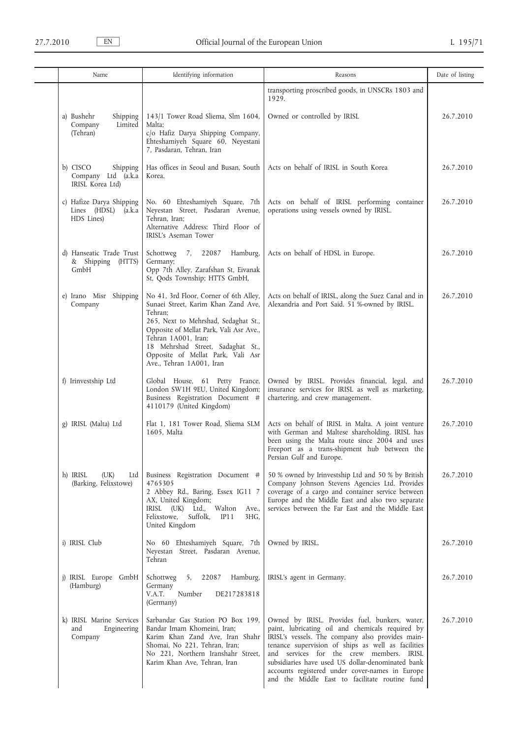| | Name | Identifying information | Reasons | Date of listing |
|---|---|---|---|---|
| | | | transporting proscribed goods, in UNSCRs 1803 and 1929. | |
| | a) Bushehr Shipping Company Limited (Tehran) | 143/1 Tower Road Sliema, Slm 1604, Malta;<br>c/o Hafiz Darya Shipping Company, Ehteshamiyeh Square 60, Neyestani 7, Pasdaran, Tehran, Iran | Owned or controlled by IRISL | 26.7.2010 |
| | b) CISCO Shipping Company Ltd (a.k.a IRISL Korea Ltd) | Has offices in Seoul and Busan, South Korea. | Acts on behalf of IRISL in South Korea | 26.7.2010 |
| | c) Hafize Darya Shipping Lines (HDSL) (a.k.a HDS Lines) | No. 60 Ehteshamiyeh Square, 7th Neyestan Street, Pasdaran Avenue, Tehran, Iran;<br>Alternative Address: Third Floor of IRISL's Aseman Tower | Acts on behalf of IRISL performing container operations using vessels owned by IRISL. | 26.7.2010 |
| | d) Hanseatic Trade Trust & Shipping (HTTS) GmbH | Schottweg 7, 22087 Hamburg, Germany;<br>Opp 7th Alley, Zarafshan St, Eivanak St, Qods Township; HTTS GmbH, | Acts on behalf of HDSL in Europe. | 26.7.2010 |
| | e) Irano Misr Shipping Company | No 41, 3rd Floor, Corner of 6th Alley, Sunaei Street, Karim Khan Zand Ave, Tehran;<br>265, Next to Mehrshad, Sedaghat St., Opposite of Mellat Park, Vali Asr Ave., Tehran 1A001, Iran;<br>18 Mehrshad Street, Sadaghat St., Opposite of Mellat Park, Vali Asr Ave., Tehran 1A001, Iran | Acts on behalf of IRISL, along the Suez Canal and in Alexandria and Port Said. 51 %-owned by IRISL. | 26.7.2010 |
| | f) Irinvestship Ltd | Global House, 61 Petty France, London SW1H 9EU, United Kingdom;<br>Business Registration Document # 4110179 (United Kingdom) | Owned by IRISL. Provides financial, legal, and insurance services for IRISL as well as marketing, chartering, and crew management. | 26.7.2010 |
| | g) IRISL (Malta) Ltd | Flat 1, 181 Tower Road, Sliema SLM 1605, Malta | Acts on behalf of IRISL in Malta. A joint venture with German and Maltese shareholding. IRISL has been using the Malta route since 2004 and uses Freeport as a trans-shipment hub between the Persian Gulf and Europe. | 26.7.2010 |
| | h) IRISL (UK) Ltd (Barking, Felixstowe) | Business Registration Document # 4765305<br>2 Abbey Rd., Baring, Essex IG11 7 AX, United Kingdom;<br>IRISL (UK) Ltd., Walton Ave., Felixstowe, Suffolk, IP11 3HG, United Kingdom | 50 % owned by Irinvestship Ltd and 50 % by British Company Johnson Stevens Agencies Ltd. Provides coverage of a cargo and container service between Europe and the Middle East and also two separate services between the Far East and the Middle East | 26.7.2010 |
| | i) IRISL Club | No 60 Ehteshamiyeh Square, 7th Neyestan Street, Pasdaran Avenue, Tehran | Owned by IRISL. | 26.7.2010 |
| | j) IRISL Europe GmbH (Hamburg) | Schottweg 5, 22087 Hamburg, Germany<br>V.A.T. Number DE217283818 (Germany) | IRISL's agent in Germany. | 26.7.2010 |
| | k) IRISL Marine Services and Engineering Company | Sarbandar Gas Station PO Box 199, Bandar Imam Khomeini, Iran;<br>Karim Khan Zand Ave, Iran Shahr Shomai, No 221, Tehran, Iran;<br>No 221, Northern Iranshahr Street, Karim Khan Ave, Tehran, Iran | Owned by IRISL. Provides fuel, bunkers, water, paint, lubricating oil and chemicals required by IRISL's vessels. The company also provides maintenance supervision of ships as well as facilities and services for the crew members. IRISL subsidiaries have used US dollar-denominated bank accounts registered under cover-names in Europe and the Middle East to facilitate routine fund | 26.7.2010 |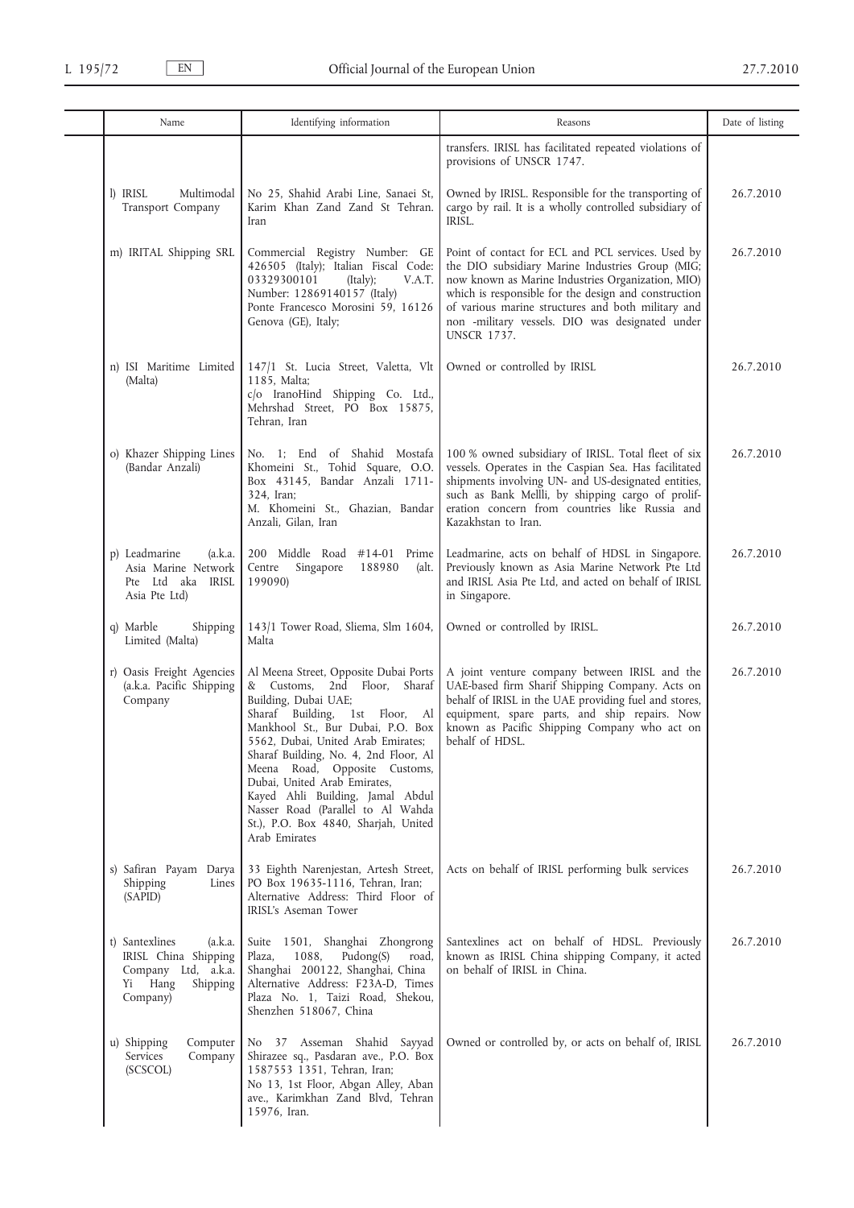| Name | Identifying information | Reasons | Date of listing |
|---|---|---|---|
| | | transfers. IRISL has facilitated repeated violations of provisions of UNSCR 1747. | |
| l) IRISL Multimodal Transport Company | No 25, Shahid Arabi Line, Sanaei St, Karim Khan Zand Zand St Tehran. Iran | Owned by IRISL. Responsible for the transporting of cargo by rail. It is a wholly controlled subsidiary of IRISL. | 26.7.2010 |
| m) IRITAL Shipping SRL | Commercial Registry Number: GE 426505 (Italy); Italian Fiscal Code: 03329300101 (Italy); V.A.T. Number: 12869140157 (Italy) Ponte Francesco Morosini 59, 16126 Genova (GE), Italy; | Point of contact for ECL and PCL services. Used by the DIO subsidiary Marine Industries Group (MIG; now known as Marine Industries Organization, MIO) which is responsible for the design and construction of various marine structures and both military and non -military vessels. DIO was designated under UNSCR 1737. | 26.7.2010 |
| n) ISI Maritime Limited (Malta) | 147/1 St. Lucia Street, Valetta, Vlt 1185, Malta; c/o IranoHind Shipping Co. Ltd., Mehrshad Street, PO Box 15875, Tehran, Iran | Owned or controlled by IRISL | 26.7.2010 |
| o) Khazer Shipping Lines (Bandar Anzali) | No. 1; End of Shahid Mostafa Khomeini St., Tohid Square, O.O. Box 43145, Bandar Anzali 1711-324, Iran; M. Khomeini St., Ghazian, Bandar Anzali, Gilan, Iran | 100 % owned subsidiary of IRISL. Total fleet of six vessels. Operates in the Caspian Sea. Has facilitated shipments involving UN- and US-designated entities, such as Bank Mellli, by shipping cargo of proliferation concern from countries like Russia and Kazakhstan to Iran. | 26.7.2010 |
| p) Leadmarine (a.k.a. Asia Marine Network Pte Ltd aka IRISL Asia Pte Ltd) | 200 Middle Road #14-01 Prime Centre Singapore 188980 (alt. 199090) | Leadmarine, acts on behalf of HDSL in Singapore. Previously known as Asia Marine Network Pte Ltd and IRISL Asia Pte Ltd, and acted on behalf of IRISL in Singapore. | 26.7.2010 |
| q) Marble Shipping Limited (Malta) | 143/1 Tower Road, Sliema, Slm 1604, Malta | Owned or controlled by IRISL. | 26.7.2010 |
| r) Oasis Freight Agencies (a.k.a. Pacific Shipping Company | Al Meena Street, Opposite Dubai Ports & Customs, 2nd Floor, Sharaf Building, Dubai UAE; Sharaf Building, 1st Floor, Al Mankhool St., Bur Dubai, P.O. Box 5562, Dubai, United Arab Emirates; Sharaf Building, No. 4, 2nd Floor, Al Meena Road, Opposite Customs, Dubai, United Arab Emirates, Kayed Ahli Building, Jamal Abdul Nasser Road (Parallel to Al Wahda St.), P.O. Box 4840, Sharjah, United Arab Emirates | A joint venture company between IRISL and the UAE-based firm Sharif Shipping Company. Acts on behalf of IRISL in the UAE providing fuel and stores, equipment, spare parts, and ship repairs. Now known as Pacific Shipping Company who act on behalf of HDSL. | 26.7.2010 |
| s) Safiran Payam Darya Shipping Lines (SAPID) | 33 Eighth Narenjestan, Artesh Street, PO Box 19635-1116, Tehran, Iran; Alternative Address: Third Floor of IRISL's Aseman Tower | Acts on behalf of IRISL performing bulk services | 26.7.2010 |
| t) Santexlines (a.k.a. IRISL China Shipping Company Ltd, a.k.a. Yi Hang Shipping Company) | Suite 1501, Shanghai Zhongrong Plaza, 1088, Pudong(S) road, Shanghai 200122, Shanghai, China Alternative Address: F23A-D, Times Plaza No. 1, Taizi Road, Shekou, Shenzhen 518067, China | Santexlines act on behalf of HDSL. Previously known as IRISL China shipping Company, it acted on behalf of IRISL in China. | 26.7.2010 |
| u) Shipping Computer Services Company (SCSCOL) | No 37 Asseman Shahid Sayyad Shirazee sq., Pasdaran ave., P.O. Box 1587553 1351, Tehran, Iran; No 13, 1st Floor, Abgan Alley, Aban ave., Karimkhan Zand Blvd, Tehran 15976, Iran. | Owned or controlled by, or acts on behalf of, IRISL | 26.7.2010 |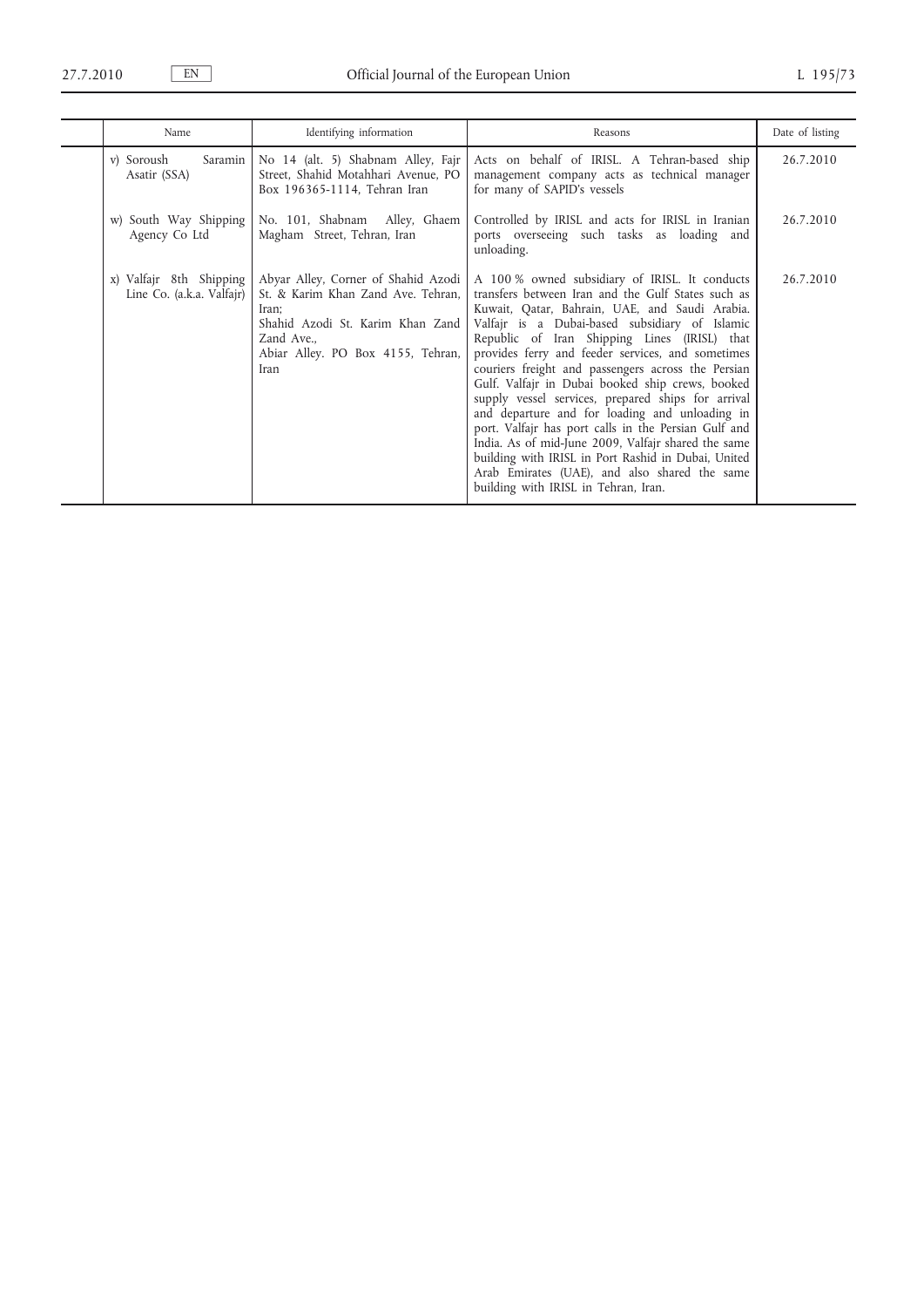| | Name | Identifying information | Reasons | Date of listing |
|---|---|---|---|---|
| | v) Soroush Saramin Asatir (SSA) | No 14 (alt. 5) Shabnam Alley, Fajr Street, Shahid Motahhari Avenue, PO Box 196365-1114, Tehran Iran | Acts on behalf of IRISL. A Tehran-based ship management company acts as technical manager for many of SAPID's vessels | 26.7.2010 |
| | w) South Way Shipping Agency Co Ltd | No. 101, Shabnam Alley, Ghaem Magham Street, Tehran, Iran | Controlled by IRISL and acts for IRISL in Iranian ports overseeing such tasks as loading and unloading. | 26.7.2010 |
| | x) Valfajr 8th Shipping Line Co. (a.k.a. Valfajr) | Abyar Alley, Corner of Shahid Azodi St. & Karim Khan Zand Ave. Tehran, Iran; Shahid Azodi St. Karim Khan Zand Zand Ave., Abiar Alley. PO Box 4155, Tehran, Iran | A 100 % owned subsidiary of IRISL. It conducts transfers between Iran and the Gulf States such as Kuwait, Qatar, Bahrain, UAE, and Saudi Arabia. Valfajr is a Dubai-based subsidiary of Islamic Republic of Iran Shipping Lines (IRISL) that provides ferry and feeder services, and sometimes couriers freight and passengers across the Persian Gulf. Valfajr in Dubai booked ship crews, booked supply vessel services, prepared ships for arrival and departure and for loading and unloading in port. Valfajr has port calls in the Persian Gulf and India. As of mid-June 2009, Valfajr shared the same building with IRISL in Port Rashid in Dubai, United Arab Emirates (UAE), and also shared the same building with IRISL in Tehran, Iran. | 26.7.2010 |